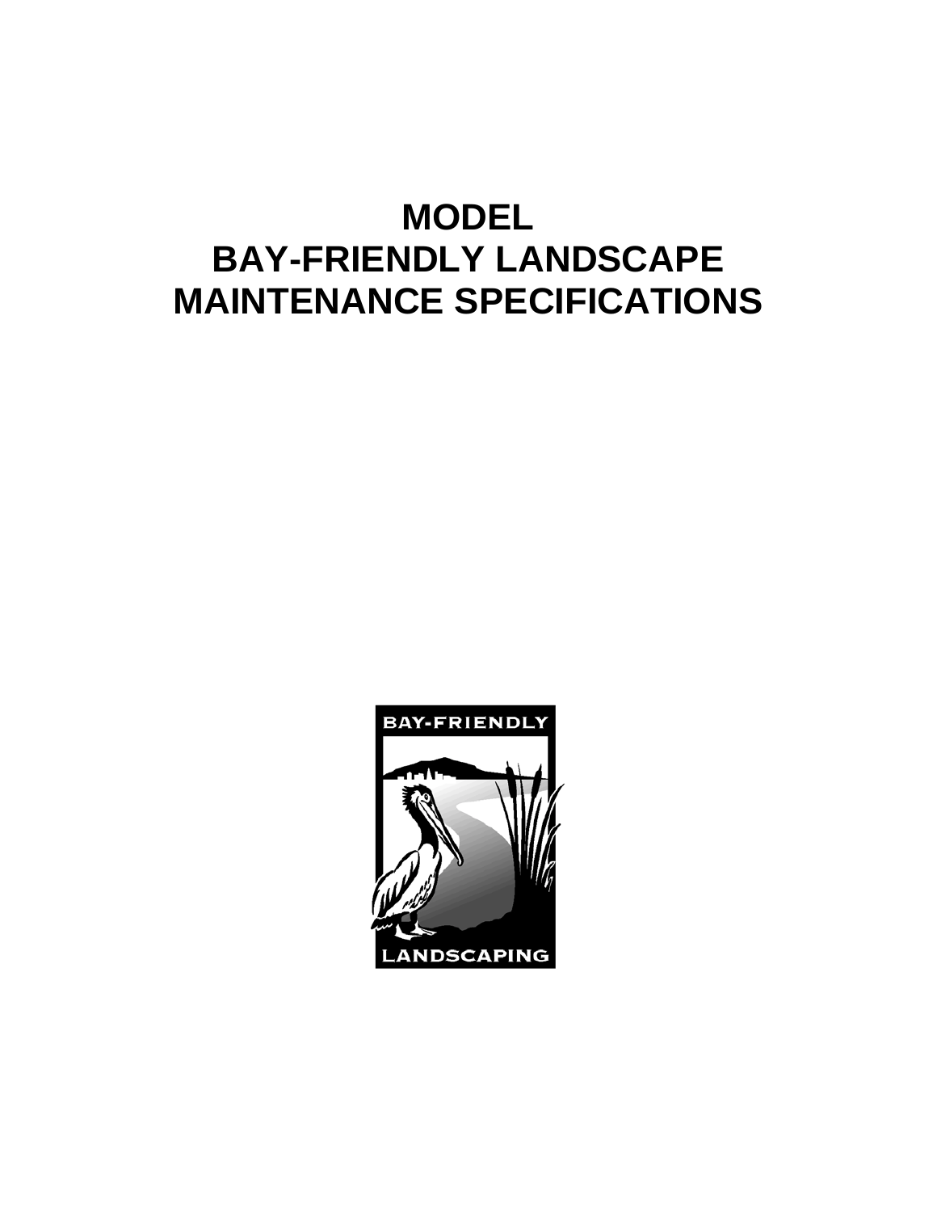# MODEL
# BAY-FRIENDLY LANDSCAPE
# MAINTENANCE SPECIFICATIONS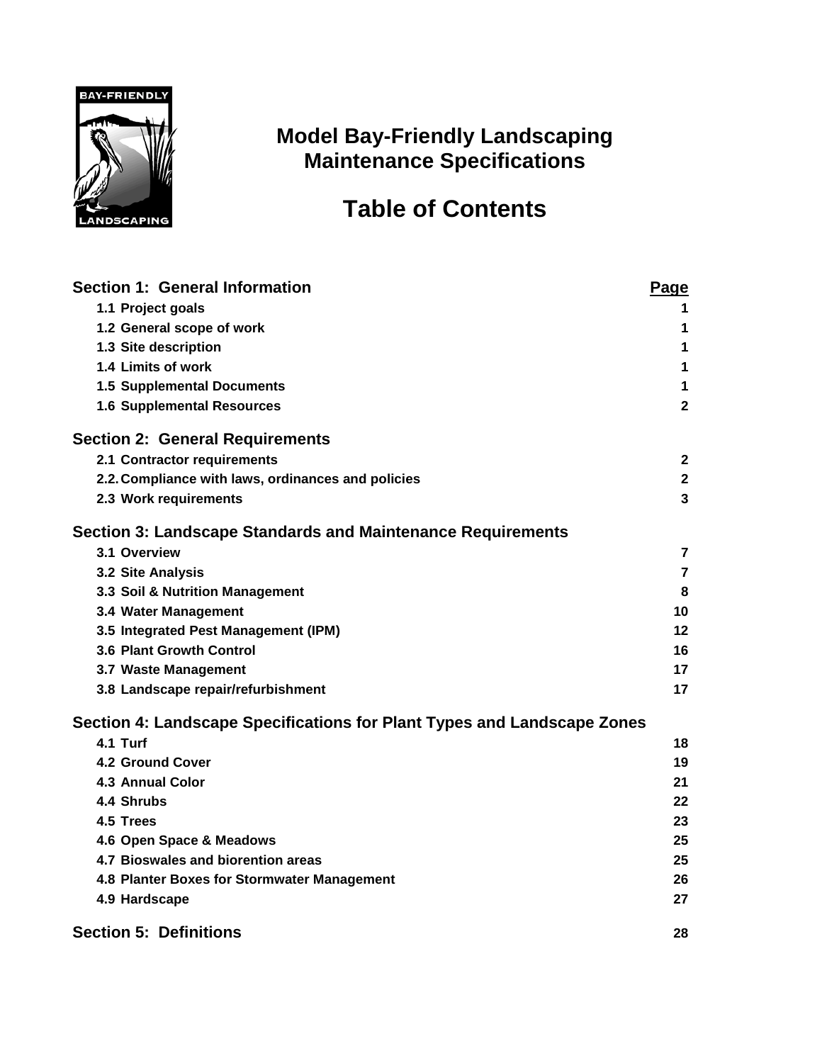# Model Bay-Friendly Landscaping Maintenance Specifications

## Table of Contents

| Section 1: General Information | Page |
|---|---|
| 1.1 Project goals | 1 |
| 1.2 General scope of work | 1 |
| 1.3 Site description | 1 |
| 1.4 Limits of work | 1 |
| 1.5 Supplemental Documents | 1 |
| 1.6 Supplemental Resources | 2 |
| **Section 2: General Requirements** | |
| 2.1 Contractor requirements | 2 |
| 2.2. Compliance with laws, ordinances and policies | 2 |
| 2.3 Work requirements | 3 |
| **Section 3: Landscape Standards and Maintenance Requirements** | |
| 3.1 Overview | 7 |
| 3.2 Site Analysis | 7 |
| 3.3 Soil & Nutrition Management | 8 |
| 3.4 Water Management | 10 |
| 3.5 Integrated Pest Management (IPM) | 12 |
| 3.6 Plant Growth Control | 16 |
| 3.7 Waste Management | 17 |
| 3.8 Landscape repair/refurbishment | 17 |
| **Section 4: Landscape Specifications for Plant Types and Landscape Zones** | |
| 4.1 Turf | 18 |
| 4.2 Ground Cover | 19 |
| 4.3 Annual Color | 21 |
| 4.4 Shrubs | 22 |
| 4.5 Trees | 23 |
| 4.6 Open Space & Meadows | 25 |
| 4.7 Bioswales and biorention areas | 25 |
| 4.8 Planter Boxes for Stormwater Management | 26 |
| 4.9 Hardscape | 27 |
| **Section 5: Definitions** | 28 |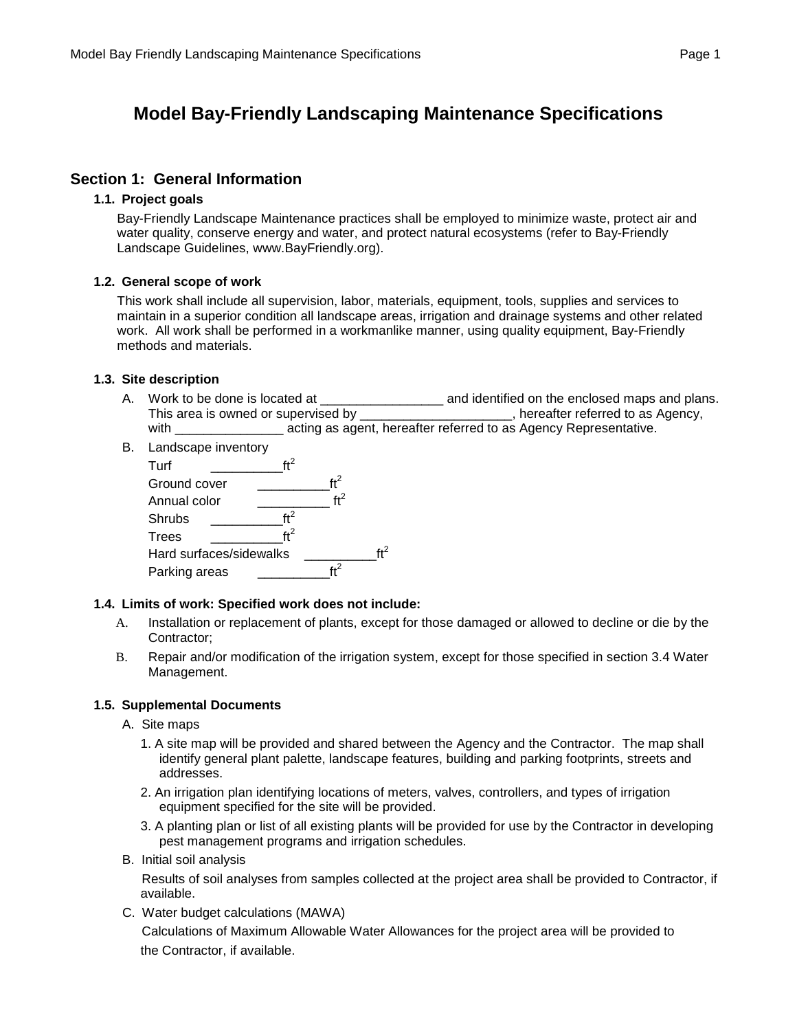# Model Bay-Friendly Landscaping Maintenance Specifications

## Section 1: General Information

### 1.1. Project goals

Bay-Friendly Landscape Maintenance practices shall be employed to minimize waste, protect air and water quality, conserve energy and water, and protect natural ecosystems (refer to Bay-Friendly Landscape Guidelines, www.BayFriendly.org).

### 1.2. General scope of work

This work shall include all supervision, labor, materials, equipment, tools, supplies and services to maintain in a superior condition all landscape areas, irrigation and drainage systems and other related work. All work shall be performed in a workmanlike manner, using quality equipment, Bay-Friendly methods and materials.

### 1.3. Site description

A. Work to be done is located at _________________ and identified on the enclosed maps and plans. This area is owned or supervised by _____________________, hereafter referred to as Agency, with _______________ acting as agent, hereafter referred to as Agency Representative.

B. Landscape inventory

Turf __________$ft^2$
Ground cover __________$ft^2$
Annual color __________ $ft^2$
Shrubs __________$ft^2$
Trees __________$ft^2$
Hard surfaces/sidewalks __________$ft^2$
Parking areas __________$ft^2$

### 1.4. Limits of work: Specified work does not include:

A. Installation or replacement of plants, except for those damaged or allowed to decline or die by the Contractor;

B. Repair and/or modification of the irrigation system, except for those specified in section 3.4 Water Management.

### 1.5. Supplemental Documents

A. Site maps

1. A site map will be provided and shared between the Agency and the Contractor. The map shall identify general plant palette, landscape features, building and parking footprints, streets and addresses.
2. An irrigation plan identifying locations of meters, valves, controllers, and types of irrigation equipment specified for the site will be provided.
3. A planting plan or list of all existing plants will be provided for use by the Contractor in developing pest management programs and irrigation schedules.

B. Initial soil analysis

Results of soil analyses from samples collected at the project area shall be provided to Contractor, if available.

C. Water budget calculations (MAWA)

Calculations of Maximum Allowable Water Allowances for the project area will be provided to the Contractor, if available.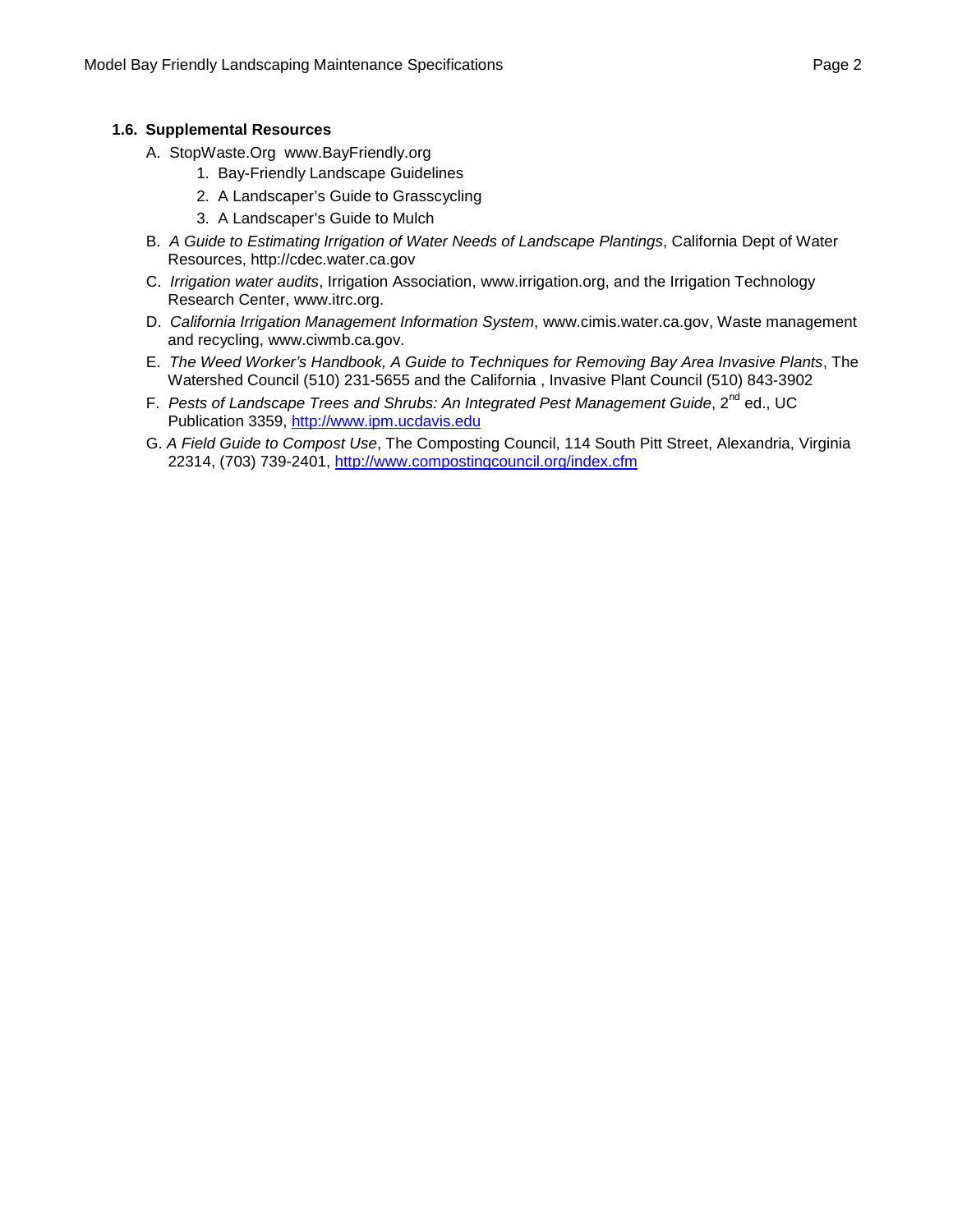### 1.6. Supplemental Resources

A. StopWaste.Org www.BayFriendly.org

1. Bay-Friendly Landscape Guidelines
2. A Landscaper's Guide to Grasscycling
3. A Landscaper's Guide to Mulch

B. *A Guide to Estimating Irrigation of Water Needs of Landscape Plantings*, California Dept of Water Resources, http://cdec.water.ca.gov

C. *Irrigation water audits*, Irrigation Association, www.irrigation.org, and the Irrigation Technology Research Center, www.itrc.org.

D. *California Irrigation Management Information System*, www.cimis.water.ca.gov, Waste management and recycling, www.ciwmb.ca.gov.

E. *The Weed Worker's Handbook, A Guide to Techniques for Removing Bay Area Invasive Plants*, The Watershed Council (510) 231-5655 and the California , Invasive Plant Council (510) 843-3902

F. *Pests of Landscape Trees and Shrubs: An Integrated Pest Management Guide*, 2nd ed., UC Publication 3359, http://www.ipm.ucdavis.edu

G. *A Field Guide to Compost Use*, The Composting Council, 114 South Pitt Street, Alexandria, Virginia 22314, (703) 739-2401, http://www.compostingcouncil.org/index.cfm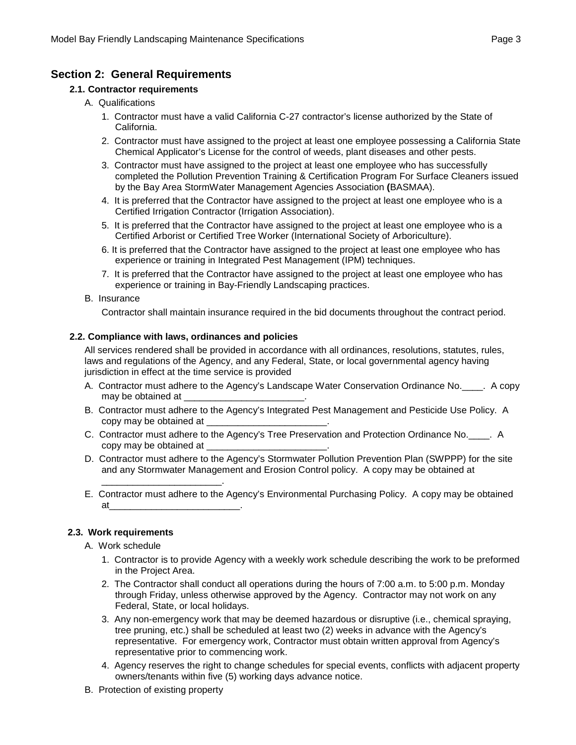## Section 2: General Requirements

### 2.1. Contractor requirements

A. Qualifications

1. Contractor must have a valid California C-27 contractor's license authorized by the State of California.
2. Contractor must have assigned to the project at least one employee possessing a California State Chemical Applicator's License for the control of weeds, plant diseases and other pests.
3. Contractor must have assigned to the project at least one employee who has successfully completed the Pollution Prevention Training & Certification Program For Surface Cleaners issued by the Bay Area StormWater Management Agencies Association **(**BASMAA).
4. It is preferred that the Contractor have assigned to the project at least one employee who is a Certified Irrigation Contractor (Irrigation Association).
5. It is preferred that the Contractor have assigned to the project at least one employee who is a Certified Arborist or Certified Tree Worker (International Society of Arboriculture).
6. It is preferred that the Contractor have assigned to the project at least one employee who has experience or training in Integrated Pest Management (IPM) techniques.
7. It is preferred that the Contractor have assigned to the project at least one employee who has experience or training in Bay-Friendly Landscaping practices.

B. Insurance

Contractor shall maintain insurance required in the bid documents throughout the contract period.

### 2.2. Compliance with laws, ordinances and policies

All services rendered shall be provided in accordance with all ordinances, resolutions, statutes, rules, laws and regulations of the Agency, and any Federal, State, or local governmental agency having jurisdiction in effect at the time service is provided

A. Contractor must adhere to the Agency's Landscape Water Conservation Ordinance No.____. A copy may be obtained at _______________________.

B. Contractor must adhere to the Agency's Integrated Pest Management and Pesticide Use Policy. A copy may be obtained at _______________________.

C. Contractor must adhere to the Agency's Tree Preservation and Protection Ordinance No.____. A copy may be obtained at _______________________.

D. Contractor must adhere to the Agency's Stormwater Pollution Prevention Plan (SWPPP) for the site and any Stormwater Management and Erosion Control policy. A copy may be obtained at _______________________.

E. Contractor must adhere to the Agency's Environmental Purchasing Policy. A copy may be obtained at_________________________.

### 2.3. Work requirements

A. Work schedule

1. Contractor is to provide Agency with a weekly work schedule describing the work to be preformed in the Project Area.
2. The Contractor shall conduct all operations during the hours of 7:00 a.m. to 5:00 p.m. Monday through Friday, unless otherwise approved by the Agency. Contractor may not work on any Federal, State, or local holidays.
3. Any non-emergency work that may be deemed hazardous or disruptive (i.e., chemical spraying, tree pruning, etc.) shall be scheduled at least two (2) weeks in advance with the Agency's representative. For emergency work, Contractor must obtain written approval from Agency's representative prior to commencing work.
4. Agency reserves the right to change schedules for special events, conflicts with adjacent property owners/tenants within five (5) working days advance notice.

B. Protection of existing property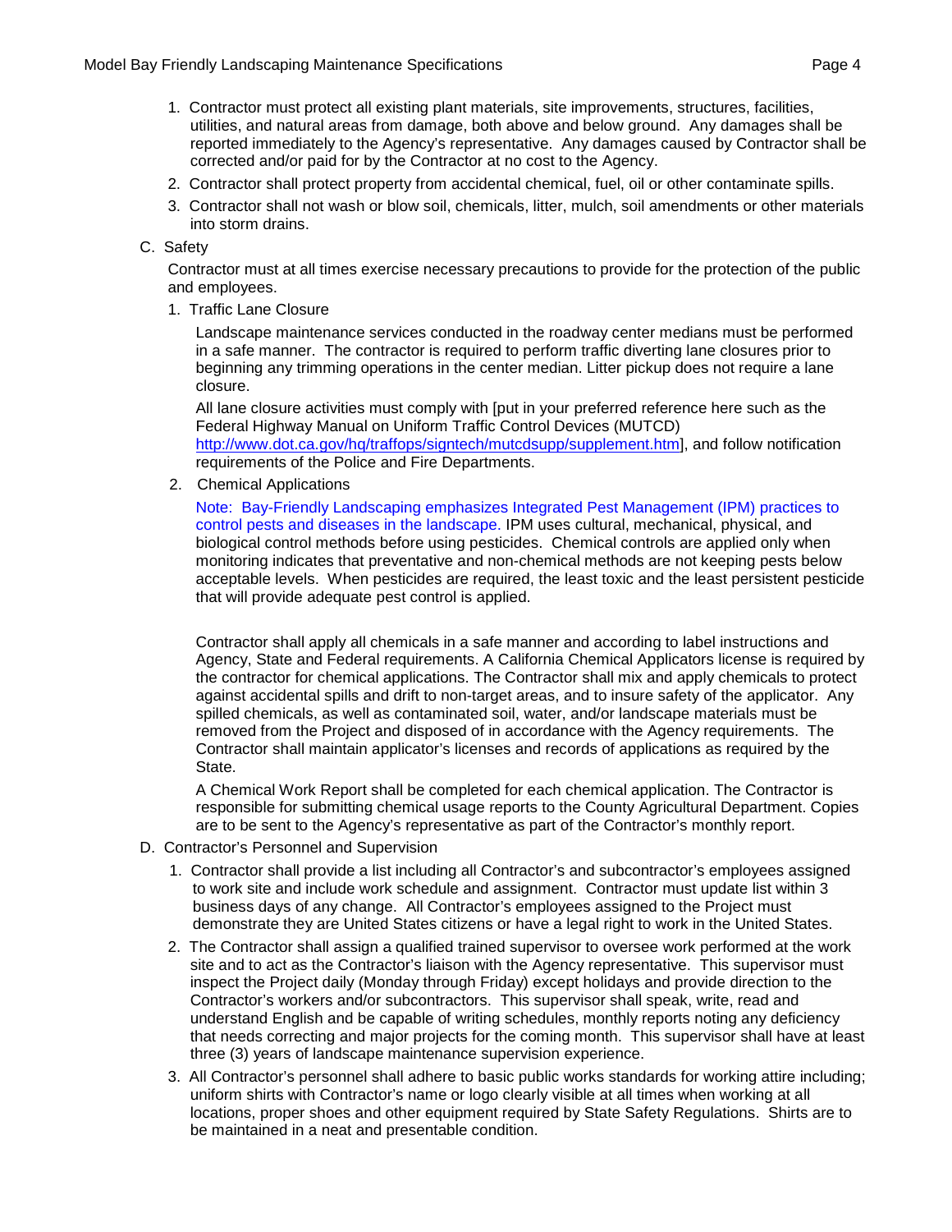1. Contractor must protect all existing plant materials, site improvements, structures, facilities, utilities, and natural areas from damage, both above and below ground. Any damages shall be reported immediately to the Agency's representative. Any damages caused by Contractor shall be corrected and/or paid for by the Contractor at no cost to the Agency.
2. Contractor shall protect property from accidental chemical, fuel, oil or other contaminate spills.
3. Contractor shall not wash or blow soil, chemicals, litter, mulch, soil amendments or other materials into storm drains.

C. Safety

Contractor must at all times exercise necessary precautions to provide for the protection of the public and employees.

1. Traffic Lane Closure

   Landscape maintenance services conducted in the roadway center medians must be performed in a safe manner. The contractor is required to perform traffic diverting lane closures prior to beginning any trimming operations in the center median. Litter pickup does not require a lane closure.

   All lane closure activities must comply with [put in your preferred reference here such as the Federal Highway Manual on Uniform Traffic Control Devices (MUTCD) http://www.dot.ca.gov/hq/traffops/signtech/mutcdsupp/supplement.htm], and follow notification requirements of the Police and Fire Departments.

2. Chemical Applications

   Note: Bay-Friendly Landscaping emphasizes Integrated Pest Management (IPM) practices to control pests and diseases in the landscape. IPM uses cultural, mechanical, physical, and biological control methods before using pesticides. Chemical controls are applied only when monitoring indicates that preventative and non-chemical methods are not keeping pests below acceptable levels. When pesticides are required, the least toxic and the least persistent pesticide that will provide adequate pest control is applied.

   Contractor shall apply all chemicals in a safe manner and according to label instructions and Agency, State and Federal requirements. A California Chemical Applicators license is required by the contractor for chemical applications. The Contractor shall mix and apply chemicals to protect against accidental spills and drift to non-target areas, and to insure safety of the applicator. Any spilled chemicals, as well as contaminated soil, water, and/or landscape materials must be removed from the Project and disposed of in accordance with the Agency requirements. The Contractor shall maintain applicator's licenses and records of applications as required by the State.

   A Chemical Work Report shall be completed for each chemical application. The Contractor is responsible for submitting chemical usage reports to the County Agricultural Department. Copies are to be sent to the Agency's representative as part of the Contractor's monthly report.

D. Contractor's Personnel and Supervision

1. Contractor shall provide a list including all Contractor's and subcontractor's employees assigned to work site and include work schedule and assignment. Contractor must update list within 3 business days of any change. All Contractor's employees assigned to the Project must demonstrate they are United States citizens or have a legal right to work in the United States.
2. The Contractor shall assign a qualified trained supervisor to oversee work performed at the work site and to act as the Contractor's liaison with the Agency representative. This supervisor must inspect the Project daily (Monday through Friday) except holidays and provide direction to the Contractor's workers and/or subcontractors. This supervisor shall speak, write, read and understand English and be capable of writing schedules, monthly reports noting any deficiency that needs correcting and major projects for the coming month. This supervisor shall have at least three (3) years of landscape maintenance supervision experience.
3. All Contractor's personnel shall adhere to basic public works standards for working attire including; uniform shirts with Contractor's name or logo clearly visible at all times when working at all locations, proper shoes and other equipment required by State Safety Regulations. Shirts are to be maintained in a neat and presentable condition.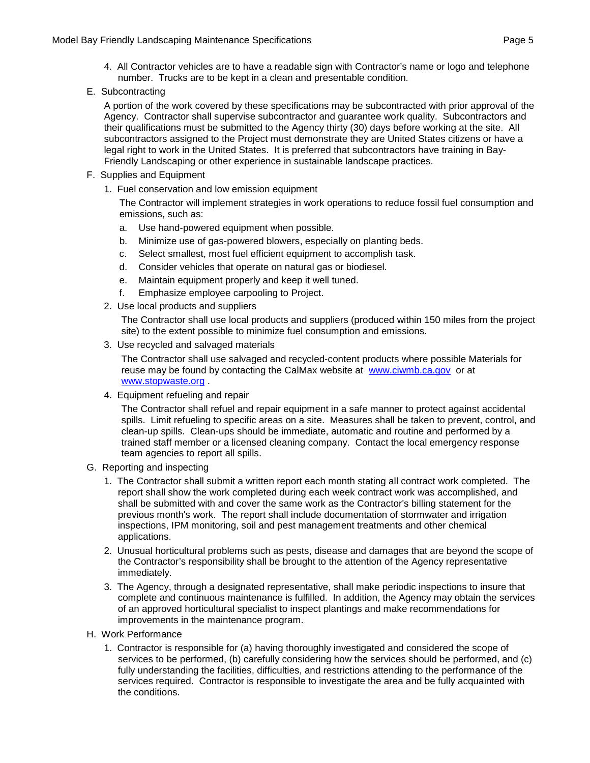4. All Contractor vehicles are to have a readable sign with Contractor's name or logo and telephone number. Trucks are to be kept in a clean and presentable condition.

E. Subcontracting

A portion of the work covered by these specifications may be subcontracted with prior approval of the Agency. Contractor shall supervise subcontractor and guarantee work quality. Subcontractors and their qualifications must be submitted to the Agency thirty (30) days before working at the site. All subcontractors assigned to the Project must demonstrate they are United States citizens or have a legal right to work in the United States. It is preferred that subcontractors have training in Bay-Friendly Landscaping or other experience in sustainable landscape practices.

F. Supplies and Equipment

1. Fuel conservation and low emission equipment

   The Contractor will implement strategies in work operations to reduce fossil fuel consumption and emissions, such as:

   a. Use hand-powered equipment when possible.
   b. Minimize use of gas-powered blowers, especially on planting beds.
   c. Select smallest, most fuel efficient equipment to accomplish task.
   d. Consider vehicles that operate on natural gas or biodiesel.
   e. Maintain equipment properly and keep it well tuned.
   f. Emphasize employee carpooling to Project.

2. Use local products and suppliers

   The Contractor shall use local products and suppliers (produced within 150 miles from the project site) to the extent possible to minimize fuel consumption and emissions.

3. Use recycled and salvaged materials

   The Contractor shall use salvaged and recycled-content products where possible Materials for reuse may be found by contacting the CalMax website at [www.ciwmb.ca.gov](http://www.ciwmb.ca.gov) or at [www.stopwaste.org](http://www.stopwaste.org) .

4. Equipment refueling and repair

   The Contractor shall refuel and repair equipment in a safe manner to protect against accidental spills. Limit refueling to specific areas on a site. Measures shall be taken to prevent, control, and clean-up spills. Clean-ups should be immediate, automatic and routine and performed by a trained staff member or a licensed cleaning company. Contact the local emergency response team agencies to report all spills.

G. Reporting and inspecting

1. The Contractor shall submit a written report each month stating all contract work completed. The report shall show the work completed during each week contract work was accomplished, and shall be submitted with and cover the same work as the Contractor's billing statement for the previous month's work. The report shall include documentation of stormwater and irrigation inspections, IPM monitoring, soil and pest management treatments and other chemical applications.
2. Unusual horticultural problems such as pests, disease and damages that are beyond the scope of the Contractor's responsibility shall be brought to the attention of the Agency representative immediately.
3. The Agency, through a designated representative, shall make periodic inspections to insure that complete and continuous maintenance is fulfilled. In addition, the Agency may obtain the services of an approved horticultural specialist to inspect plantings and make recommendations for improvements in the maintenance program.

H. Work Performance

1. Contractor is responsible for (a) having thoroughly investigated and considered the scope of services to be performed, (b) carefully considering how the services should be performed, and (c) fully understanding the facilities, difficulties, and restrictions attending to the performance of the services required. Contractor is responsible to investigate the area and be fully acquainted with the conditions.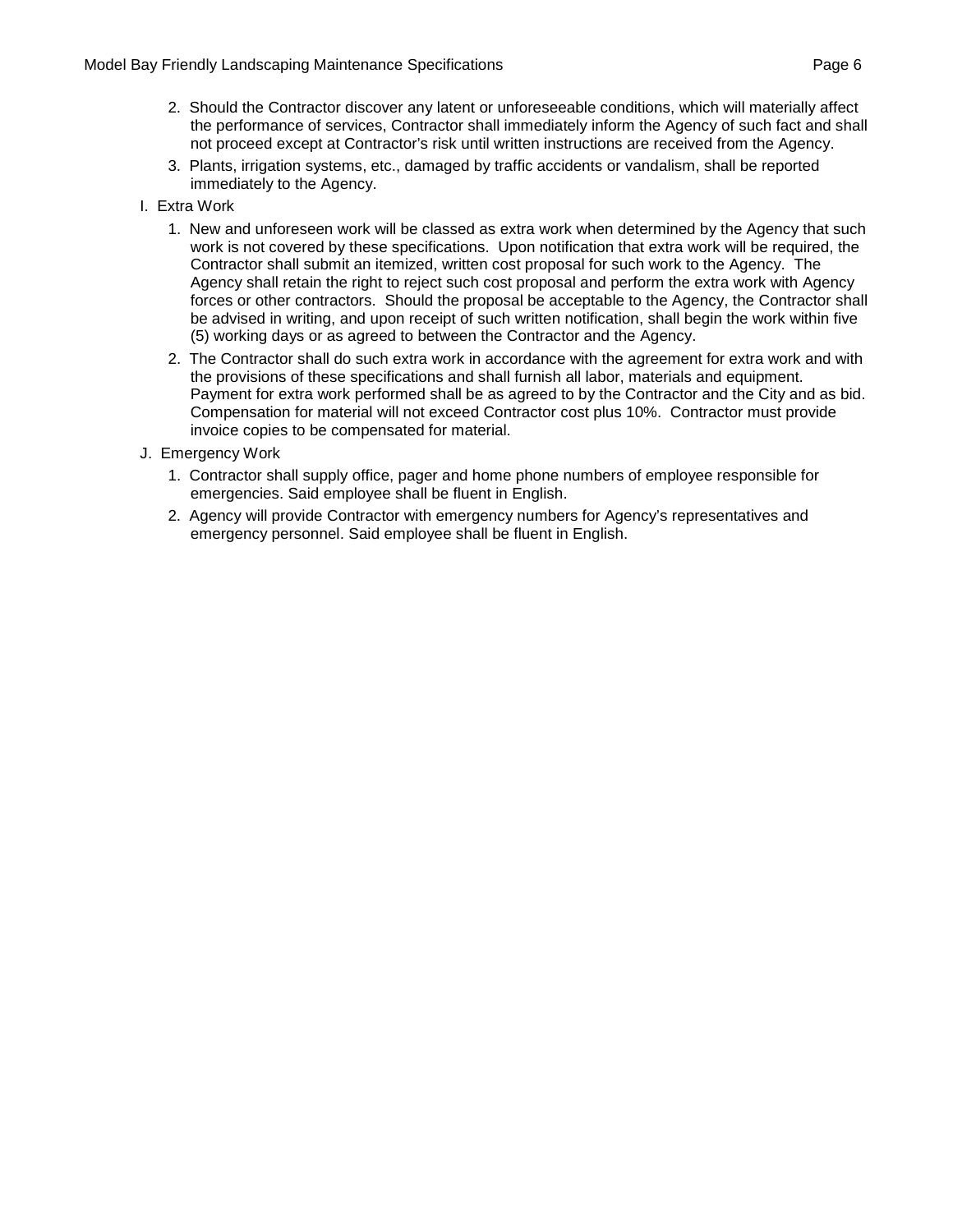2. Should the Contractor discover any latent or unforeseeable conditions, which will materially affect the performance of services, Contractor shall immediately inform the Agency of such fact and shall not proceed except at Contractor's risk until written instructions are received from the Agency.
3. Plants, irrigation systems, etc., damaged by traffic accidents or vandalism, shall be reported immediately to the Agency.

I. Extra Work

1. New and unforeseen work will be classed as extra work when determined by the Agency that such work is not covered by these specifications. Upon notification that extra work will be required, the Contractor shall submit an itemized, written cost proposal for such work to the Agency. The Agency shall retain the right to reject such cost proposal and perform the extra work with Agency forces or other contractors. Should the proposal be acceptable to the Agency, the Contractor shall be advised in writing, and upon receipt of such written notification, shall begin the work within five (5) working days or as agreed to between the Contractor and the Agency.
2. The Contractor shall do such extra work in accordance with the agreement for extra work and with the provisions of these specifications and shall furnish all labor, materials and equipment. Payment for extra work performed shall be as agreed to by the Contractor and the City and as bid. Compensation for material will not exceed Contractor cost plus 10%. Contractor must provide invoice copies to be compensated for material.

J. Emergency Work

1. Contractor shall supply office, pager and home phone numbers of employee responsible for emergencies. Said employee shall be fluent in English.
2. Agency will provide Contractor with emergency numbers for Agency's representatives and emergency personnel. Said employee shall be fluent in English.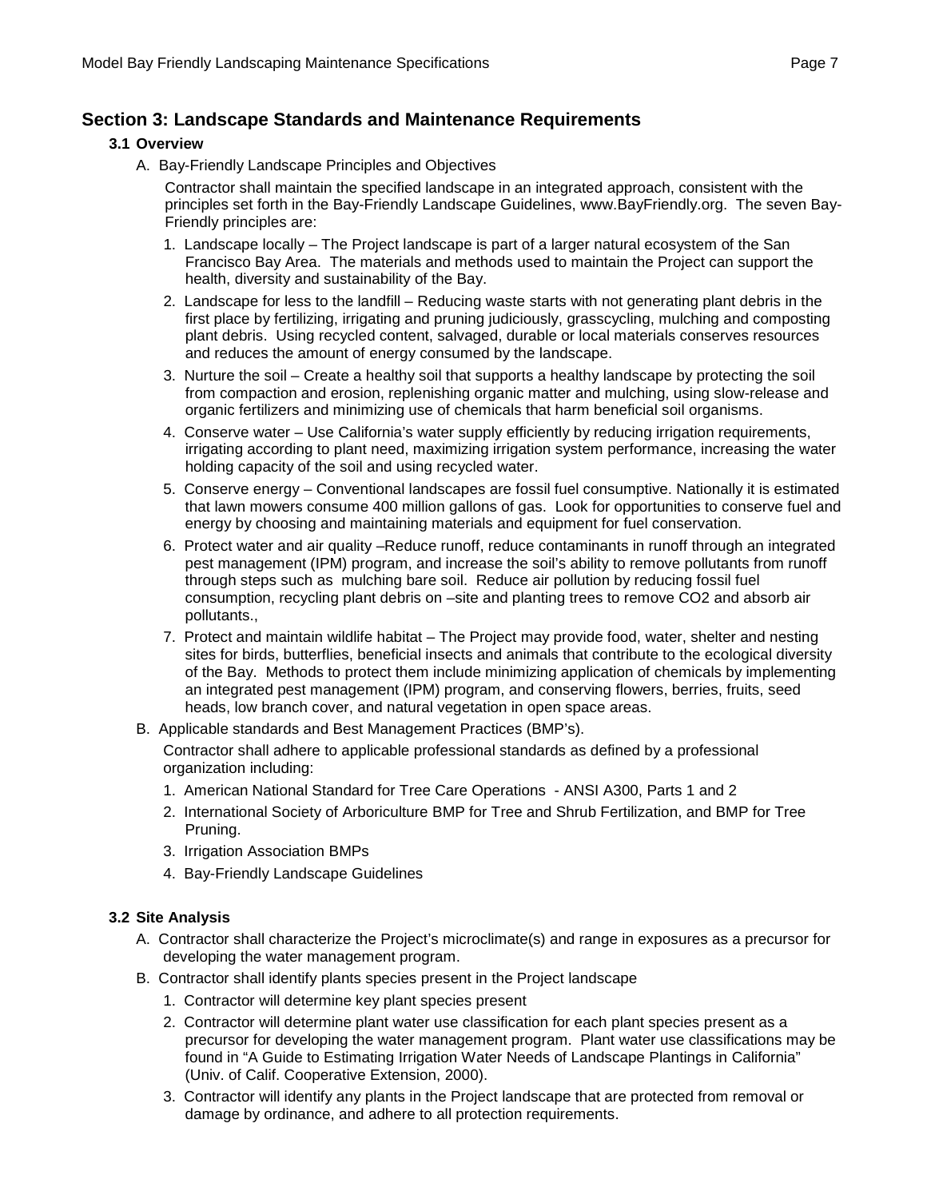## Section 3: Landscape Standards and Maintenance Requirements

### 3.1 Overview

A. Bay-Friendly Landscape Principles and Objectives

Contractor shall maintain the specified landscape in an integrated approach, consistent with the principles set forth in the Bay-Friendly Landscape Guidelines, www.BayFriendly.org. The seven Bay-Friendly principles are:

1. Landscape locally – The Project landscape is part of a larger natural ecosystem of the San Francisco Bay Area. The materials and methods used to maintain the Project can support the health, diversity and sustainability of the Bay.
2. Landscape for less to the landfill – Reducing waste starts with not generating plant debris in the first place by fertilizing, irrigating and pruning judiciously, grasscycling, mulching and composting plant debris. Using recycled content, salvaged, durable or local materials conserves resources and reduces the amount of energy consumed by the landscape.
3. Nurture the soil – Create a healthy soil that supports a healthy landscape by protecting the soil from compaction and erosion, replenishing organic matter and mulching, using slow-release and organic fertilizers and minimizing use of chemicals that harm beneficial soil organisms.
4. Conserve water – Use California's water supply efficiently by reducing irrigation requirements, irrigating according to plant need, maximizing irrigation system performance, increasing the water holding capacity of the soil and using recycled water.
5. Conserve energy – Conventional landscapes are fossil fuel consumptive. Nationally it is estimated that lawn mowers consume 400 million gallons of gas. Look for opportunities to conserve fuel and energy by choosing and maintaining materials and equipment for fuel conservation.
6. Protect water and air quality –Reduce runoff, reduce contaminants in runoff through an integrated pest management (IPM) program, and increase the soil's ability to remove pollutants from runoff through steps such as mulching bare soil. Reduce air pollution by reducing fossil fuel consumption, recycling plant debris on –site and planting trees to remove $CO_2$ and absorb air pollutants.,
7. Protect and maintain wildlife habitat – The Project may provide food, water, shelter and nesting sites for birds, butterflies, beneficial insects and animals that contribute to the ecological diversity of the Bay. Methods to protect them include minimizing application of chemicals by implementing an integrated pest management (IPM) program, and conserving flowers, berries, fruits, seed heads, low branch cover, and natural vegetation in open space areas.

B. Applicable standards and Best Management Practices (BMP's).

Contractor shall adhere to applicable professional standards as defined by a professional organization including:

1. American National Standard for Tree Care Operations - ANSI A300, Parts 1 and 2
2. International Society of Arboriculture BMP for Tree and Shrub Fertilization, and BMP for Tree Pruning.
3. Irrigation Association BMPs
4. Bay-Friendly Landscape Guidelines

### 3.2 Site Analysis

A. Contractor shall characterize the Project's microclimate(s) and range in exposures as a precursor for developing the water management program.

B. Contractor shall identify plants species present in the Project landscape

1. Contractor will determine key plant species present
2. Contractor will determine plant water use classification for each plant species present as a precursor for developing the water management program. Plant water use classifications may be found in "A Guide to Estimating Irrigation Water Needs of Landscape Plantings in California" (Univ. of Calif. Cooperative Extension, 2000).
3. Contractor will identify any plants in the Project landscape that are protected from removal or damage by ordinance, and adhere to all protection requirements.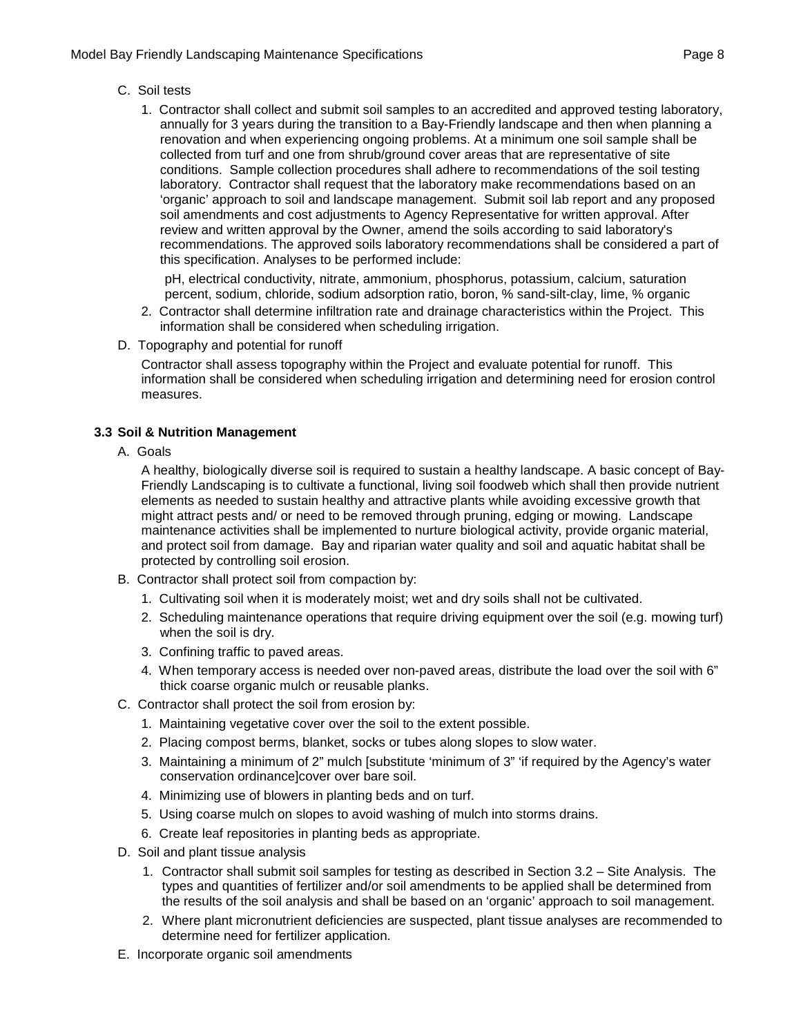C. Soil tests

1. Contractor shall collect and submit soil samples to an accredited and approved testing laboratory, annually for 3 years during the transition to a Bay-Friendly landscape and then when planning a renovation and when experiencing ongoing problems. At a minimum one soil sample shall be collected from turf and one from shrub/ground cover areas that are representative of site conditions. Sample collection procedures shall adhere to recommendations of the soil testing laboratory. Contractor shall request that the laboratory make recommendations based on an 'organic' approach to soil and landscape management. Submit soil lab report and any proposed soil amendments and cost adjustments to Agency Representative for written approval. After review and written approval by the Owner, amend the soils according to said laboratory's recommendations. The approved soils laboratory recommendations shall be considered a part of this specification. Analyses to be performed include:

   pH, electrical conductivity, nitrate, ammonium, phosphorus, potassium, calcium, saturation percent, sodium, chloride, sodium adsorption ratio, boron, % sand-silt-clay, lime, % organic

2. Contractor shall determine infiltration rate and drainage characteristics within the Project. This information shall be considered when scheduling irrigation.

D. Topography and potential for runoff

Contractor shall assess topography within the Project and evaluate potential for runoff. This information shall be considered when scheduling irrigation and determining need for erosion control measures.

### 3.3 Soil & Nutrition Management

A. Goals

A healthy, biologically diverse soil is required to sustain a healthy landscape. A basic concept of Bay-Friendly Landscaping is to cultivate a functional, living soil foodweb which shall then provide nutrient elements as needed to sustain healthy and attractive plants while avoiding excessive growth that might attract pests and/ or need to be removed through pruning, edging or mowing. Landscape maintenance activities shall be implemented to nurture biological activity, provide organic material, and protect soil from damage. Bay and riparian water quality and soil and aquatic habitat shall be protected by controlling soil erosion.

B. Contractor shall protect soil from compaction by:

1. Cultivating soil when it is moderately moist; wet and dry soils shall not be cultivated.
2. Scheduling maintenance operations that require driving equipment over the soil (e.g. mowing turf) when the soil is dry.
3. Confining traffic to paved areas.
4. When temporary access is needed over non-paved areas, distribute the load over the soil with 6" thick coarse organic mulch or reusable planks.

C. Contractor shall protect the soil from erosion by:

1. Maintaining vegetative cover over the soil to the extent possible.
2. Placing compost berms, blanket, socks or tubes along slopes to slow water.
3. Maintaining a minimum of 2" mulch [substitute 'minimum of 3" 'if required by the Agency's water conservation ordinance]cover over bare soil.
4. Minimizing use of blowers in planting beds and on turf.
5. Using coarse mulch on slopes to avoid washing of mulch into storms drains.
6. Create leaf repositories in planting beds as appropriate.

D. Soil and plant tissue analysis

1. Contractor shall submit soil samples for testing as described in Section 3.2 – Site Analysis. The types and quantities of fertilizer and/or soil amendments to be applied shall be determined from the results of the soil analysis and shall be based on an 'organic' approach to soil management.
2. Where plant micronutrient deficiencies are suspected, plant tissue analyses are recommended to determine need for fertilizer application.

E. Incorporate organic soil amendments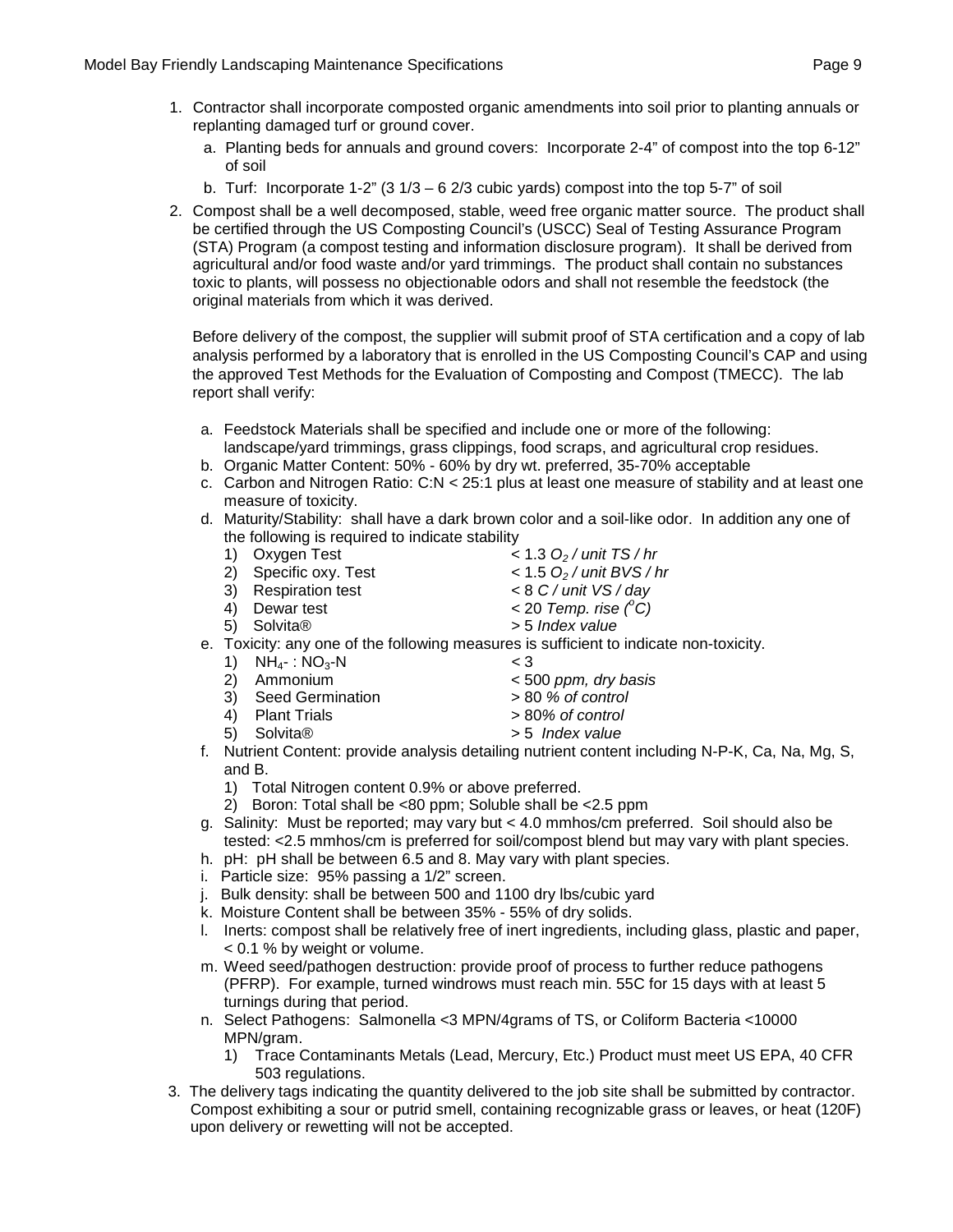1. Contractor shall incorporate composted organic amendments into soil prior to planting annuals or replanting damaged turf or ground cover.
   a. Planting beds for annuals and ground covers: Incorporate 2-4" of compost into the top 6-12" of soil
   b. Turf: Incorporate 1-2" (3 1/3 – 6 2/3 cubic yards) compost into the top 5-7" of soil
2. Compost shall be a well decomposed, stable, weed free organic matter source. The product shall be certified through the US Composting Council's (USCC) Seal of Testing Assurance Program (STA) Program (a compost testing and information disclosure program). It shall be derived from agricultural and/or food waste and/or yard trimmings. The product shall contain no substances toxic to plants, will possess no objectionable odors and shall not resemble the feedstock (the original materials from which it was derived.

   Before delivery of the compost, the supplier will submit proof of STA certification and a copy of lab analysis performed by a laboratory that is enrolled in the US Composting Council's CAP and using the approved Test Methods for the Evaluation of Composting and Compost (TMECC). The lab report shall verify:

   a. Feedstock Materials shall be specified and include one or more of the following: landscape/yard trimmings, grass clippings, food scraps, and agricultural crop residues.
   b. Organic Matter Content: 50% - 60% by dry wt. preferred, 35-70% acceptable
   c. Carbon and Nitrogen Ratio: C:N < 25:1 plus at least one measure of stability and at least one measure of toxicity.
   d. Maturity/Stability: shall have a dark brown color and a soil-like odor. In addition any one of the following is required to indicate stability
      1) Oxygen Test — < 1.3 *$O_2$ / unit TS / hr*
      2) Specific oxy. Test — < 1.5 *$O_2$ / unit BVS / hr*
      3) Respiration test — < 8 *C / unit VS / day*
      4) Dewar test — < 20 *Temp. rise ($^oC$)*
      5) Solvita® — > 5 *Index value*
   e. Toxicity: any one of the following measures is sufficient to indicate non-toxicity.
      1) $NH_4$- : $NO_3$-N — < 3
      2) Ammonium — < 500 *ppm, dry basis*
      3) Seed Germination — > 80 *% of control*
      4) Plant Trials — > 80*% of control*
      5) Solvita® — > 5 *Index value*
   f. Nutrient Content: provide analysis detailing nutrient content including N-P-K, Ca, Na, Mg, S, and B.
      1) Total Nitrogen content 0.9% or above preferred.
      2) Boron: Total shall be <80 ppm; Soluble shall be <2.5 ppm
   g. Salinity: Must be reported; may vary but < 4.0 mmhos/cm preferred. Soil should also be tested: <2.5 mmhos/cm is preferred for soil/compost blend but may vary with plant species.
   h. pH: pH shall be between 6.5 and 8. May vary with plant species.
   i. Particle size: 95% passing a 1/2" screen.
   j. Bulk density: shall be between 500 and 1100 dry lbs/cubic yard
   k. Moisture Content shall be between 35% - 55% of dry solids.
   l. Inerts: compost shall be relatively free of inert ingredients, including glass, plastic and paper, < 0.1 % by weight or volume.
   m. Weed seed/pathogen destruction: provide proof of process to further reduce pathogens (PFRP). For example, turned windrows must reach min. 55C for 15 days with at least 5 turnings during that period.
   n. Select Pathogens: Salmonella <3 MPN/4grams of TS, or Coliform Bacteria <10000 MPN/gram.
      1) Trace Contaminants Metals (Lead, Mercury, Etc.) Product must meet US EPA, 40 CFR 503 regulations.
3. The delivery tags indicating the quantity delivered to the job site shall be submitted by contractor. Compost exhibiting a sour or putrid smell, containing recognizable grass or leaves, or heat (120F) upon delivery or rewetting will not be accepted.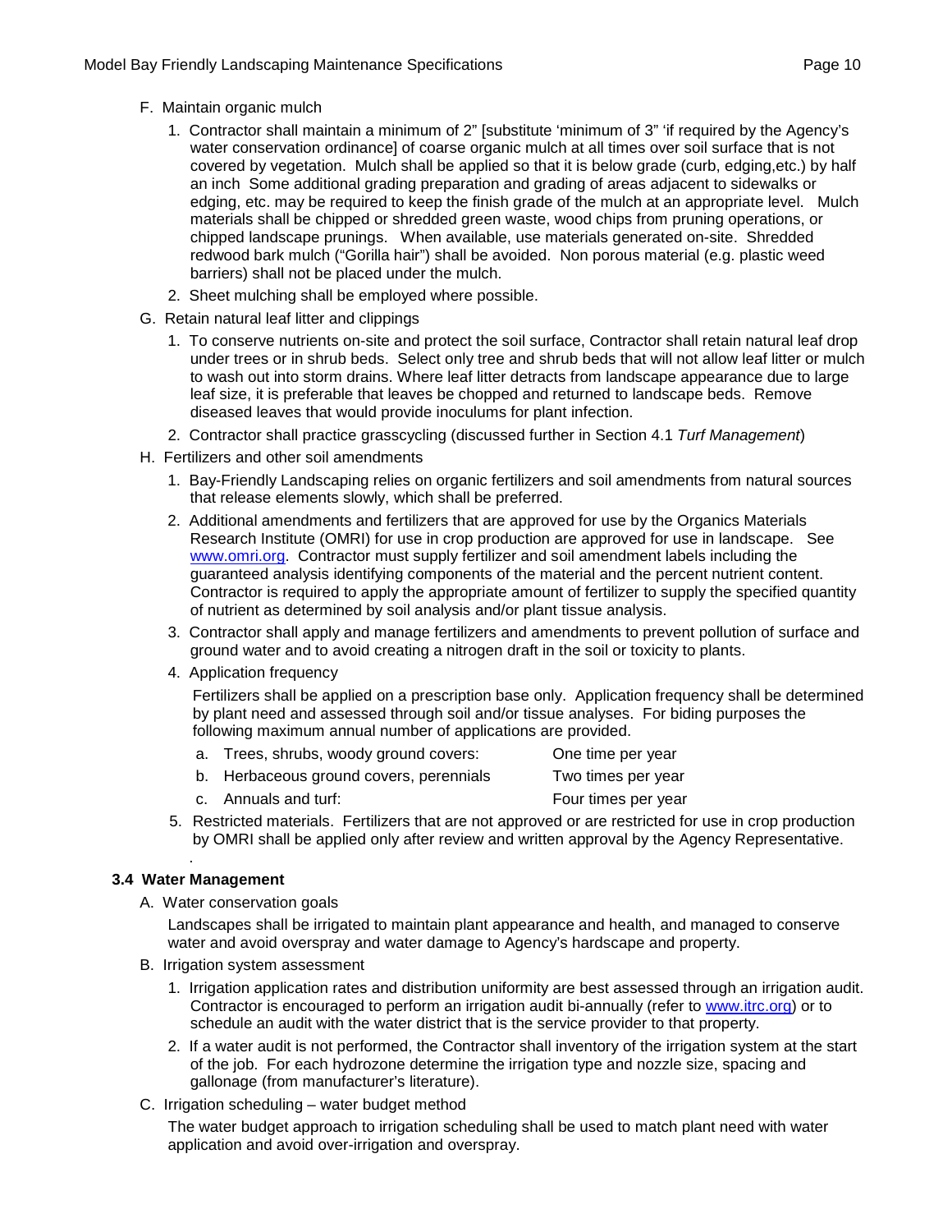F. Maintain organic mulch

1. Contractor shall maintain a minimum of 2" [substitute 'minimum of 3" 'if required by the Agency's water conservation ordinance] of coarse organic mulch at all times over soil surface that is not covered by vegetation. Mulch shall be applied so that it is below grade (curb, edging,etc.) by half an inch Some additional grading preparation and grading of areas adjacent to sidewalks or edging, etc. may be required to keep the finish grade of the mulch at an appropriate level. Mulch materials shall be chipped or shredded green waste, wood chips from pruning operations, or chipped landscape prunings. When available, use materials generated on-site. Shredded redwood bark mulch ("Gorilla hair") shall be avoided. Non porous material (e.g. plastic weed barriers) shall not be placed under the mulch.
2. Sheet mulching shall be employed where possible.

G. Retain natural leaf litter and clippings

1. To conserve nutrients on-site and protect the soil surface, Contractor shall retain natural leaf drop under trees or in shrub beds. Select only tree and shrub beds that will not allow leaf litter or mulch to wash out into storm drains. Where leaf litter detracts from landscape appearance due to large leaf size, it is preferable that leaves be chopped and returned to landscape beds. Remove diseased leaves that would provide inoculums for plant infection.
2. Contractor shall practice grasscycling (discussed further in Section 4.1 *Turf Management*)

H. Fertilizers and other soil amendments

1. Bay-Friendly Landscaping relies on organic fertilizers and soil amendments from natural sources that release elements slowly, which shall be preferred.
2. Additional amendments and fertilizers that are approved for use by the Organics Materials Research Institute (OMRI) for use in crop production are approved for use in landscape. See www.omri.org. Contractor must supply fertilizer and soil amendment labels including the guaranteed analysis identifying components of the material and the percent nutrient content. Contractor is required to apply the appropriate amount of fertilizer to supply the specified quantity of nutrient as determined by soil analysis and/or plant tissue analysis.
3. Contractor shall apply and manage fertilizers and amendments to prevent pollution of surface and ground water and to avoid creating a nitrogen draft in the soil or toxicity to plants.
4. Application frequency

   Fertilizers shall be applied on a prescription base only. Application frequency shall be determined by plant need and assessed through soil and/or tissue analyses. For biding purposes the following maximum annual number of applications are provided.

   a. Trees, shrubs, woody ground covers: One time per year
   b. Herbaceous ground covers, perennials Two times per year
   c. Annuals and turf: Four times per year

5. Restricted materials. Fertilizers that are not approved or are restricted for use in crop production by OMRI shall be applied only after review and written approval by the Agency Representative.

.

## 3.4 Water Management

A. Water conservation goals

Landscapes shall be irrigated to maintain plant appearance and health, and managed to conserve water and avoid overspray and water damage to Agency's hardscape and property.

B. Irrigation system assessment

1. Irrigation application rates and distribution uniformity are best assessed through an irrigation audit. Contractor is encouraged to perform an irrigation audit bi-annually (refer to www.itrc.org) or to schedule an audit with the water district that is the service provider to that property.
2. If a water audit is not performed, the Contractor shall inventory of the irrigation system at the start of the job. For each hydrozone determine the irrigation type and nozzle size, spacing and gallonage (from manufacturer's literature).

C. Irrigation scheduling – water budget method

The water budget approach to irrigation scheduling shall be used to match plant need with water application and avoid over-irrigation and overspray.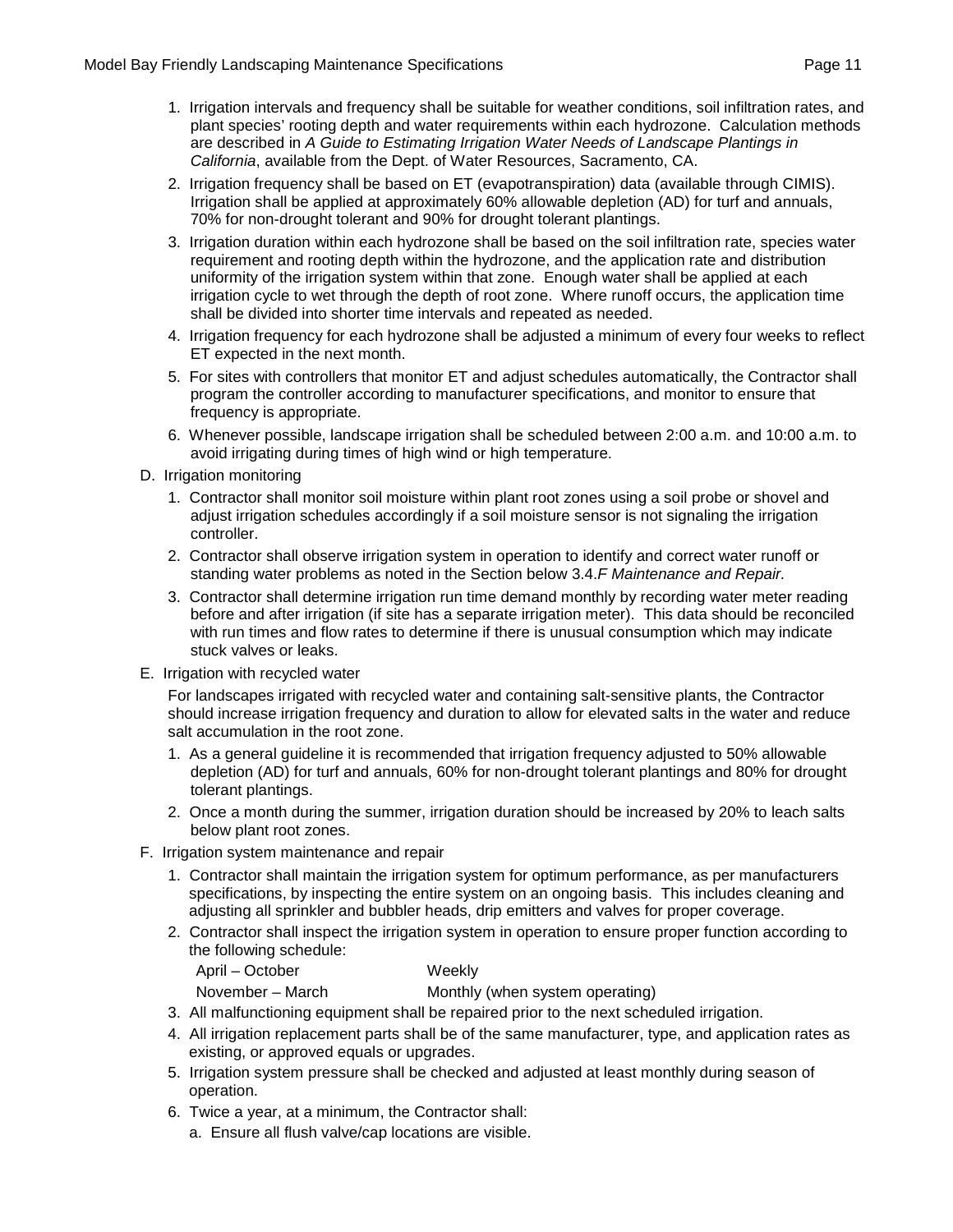1. Irrigation intervals and frequency shall be suitable for weather conditions, soil infiltration rates, and plant species' rooting depth and water requirements within each hydrozone. Calculation methods are described in *A Guide to Estimating Irrigation Water Needs of Landscape Plantings in California*, available from the Dept. of Water Resources, Sacramento, CA.
2. Irrigation frequency shall be based on ET (evapotranspiration) data (available through CIMIS). Irrigation shall be applied at approximately 60% allowable depletion (AD) for turf and annuals, 70% for non-drought tolerant and 90% for drought tolerant plantings.
3. Irrigation duration within each hydrozone shall be based on the soil infiltration rate, species water requirement and rooting depth within the hydrozone, and the application rate and distribution uniformity of the irrigation system within that zone. Enough water shall be applied at each irrigation cycle to wet through the depth of root zone. Where runoff occurs, the application time shall be divided into shorter time intervals and repeated as needed.
4. Irrigation frequency for each hydrozone shall be adjusted a minimum of every four weeks to reflect ET expected in the next month.
5. For sites with controllers that monitor ET and adjust schedules automatically, the Contractor shall program the controller according to manufacturer specifications, and monitor to ensure that frequency is appropriate.
6. Whenever possible, landscape irrigation shall be scheduled between 2:00 a.m. and 10:00 a.m. to avoid irrigating during times of high wind or high temperature.

D. Irrigation monitoring

1. Contractor shall monitor soil moisture within plant root zones using a soil probe or shovel and adjust irrigation schedules accordingly if a soil moisture sensor is not signaling the irrigation controller.
2. Contractor shall observe irrigation system in operation to identify and correct water runoff or standing water problems as noted in the Section below 3.4.*F Maintenance and Repair.*
3. Contractor shall determine irrigation run time demand monthly by recording water meter reading before and after irrigation (if site has a separate irrigation meter). This data should be reconciled with run times and flow rates to determine if there is unusual consumption which may indicate stuck valves or leaks.

E. Irrigation with recycled water

For landscapes irrigated with recycled water and containing salt-sensitive plants, the Contractor should increase irrigation frequency and duration to allow for elevated salts in the water and reduce salt accumulation in the root zone.

1. As a general guideline it is recommended that irrigation frequency adjusted to 50% allowable depletion (AD) for turf and annuals, 60% for non-drought tolerant plantings and 80% for drought tolerant plantings.
2. Once a month during the summer, irrigation duration should be increased by 20% to leach salts below plant root zones.

F. Irrigation system maintenance and repair

1. Contractor shall maintain the irrigation system for optimum performance, as per manufacturers specifications, by inspecting the entire system on an ongoing basis. This includes cleaning and adjusting all sprinkler and bubbler heads, drip emitters and valves for proper coverage.
2. Contractor shall inspect the irrigation system in operation to ensure proper function according to the following schedule:

   | | |
   |---|---|
   | April – October | Weekly |
   | November – March | Monthly (when system operating) |

3. All malfunctioning equipment shall be repaired prior to the next scheduled irrigation.
4. All irrigation replacement parts shall be of the same manufacturer, type, and application rates as existing, or approved equals or upgrades.
5. Irrigation system pressure shall be checked and adjusted at least monthly during season of operation.
6. Twice a year, at a minimum, the Contractor shall:
   a. Ensure all flush valve/cap locations are visible.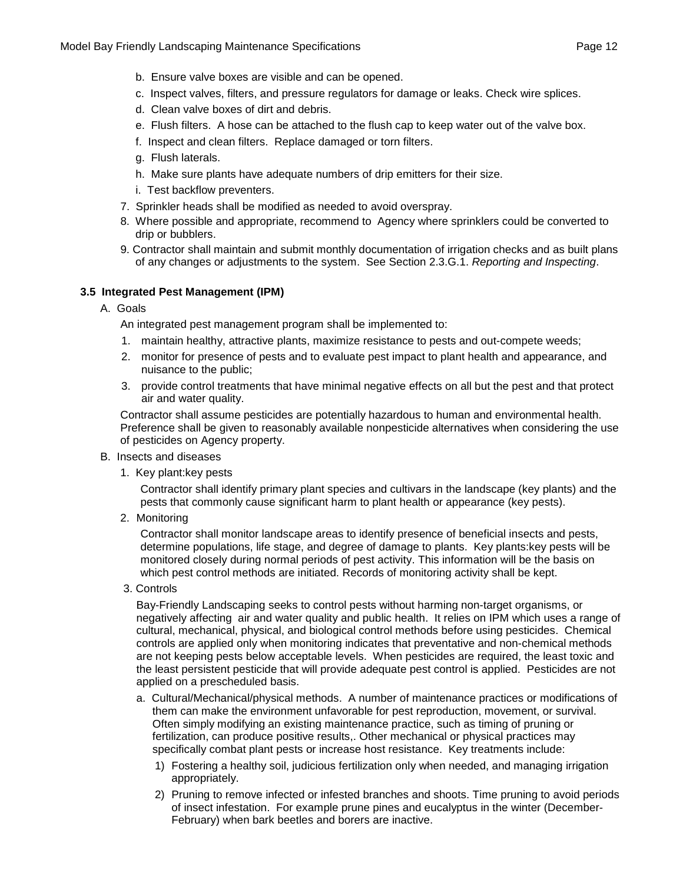b. Ensure valve boxes are visible and can be opened.

c. Inspect valves, filters, and pressure regulators for damage or leaks. Check wire splices.

d. Clean valve boxes of dirt and debris.

e. Flush filters. A hose can be attached to the flush cap to keep water out of the valve box.

f. Inspect and clean filters. Replace damaged or torn filters.

g. Flush laterals.

h. Make sure plants have adequate numbers of drip emitters for their size.

i. Test backflow preventers.

7. Sprinkler heads shall be modified as needed to avoid overspray.

8. Where possible and appropriate, recommend to Agency where sprinklers could be converted to drip or bubblers.

9. Contractor shall maintain and submit monthly documentation of irrigation checks and as built plans of any changes or adjustments to the system. See Section 2.3.G.1. *Reporting and Inspecting*.

### 3.5 Integrated Pest Management (IPM)

A. Goals

An integrated pest management program shall be implemented to:

1. maintain healthy, attractive plants, maximize resistance to pests and out-compete weeds;
2. monitor for presence of pests and to evaluate pest impact to plant health and appearance, and nuisance to the public;
3. provide control treatments that have minimal negative effects on all but the pest and that protect air and water quality.

Contractor shall assume pesticides are potentially hazardous to human and environmental health. Preference shall be given to reasonably available nonpesticide alternatives when considering the use of pesticides on Agency property.

B. Insects and diseases

1. Key plant:key pests

Contractor shall identify primary plant species and cultivars in the landscape (key plants) and the pests that commonly cause significant harm to plant health or appearance (key pests).

2. Monitoring

Contractor shall monitor landscape areas to identify presence of beneficial insects and pests, determine populations, life stage, and degree of damage to plants. Key plants:key pests will be monitored closely during normal periods of pest activity. This information will be the basis on which pest control methods are initiated. Records of monitoring activity shall be kept.

3. Controls

Bay-Friendly Landscaping seeks to control pests without harming non-target organisms, or negatively affecting air and water quality and public health. It relies on IPM which uses a range of cultural, mechanical, physical, and biological control methods before using pesticides. Chemical controls are applied only when monitoring indicates that preventative and non-chemical methods are not keeping pests below acceptable levels. When pesticides are required, the least toxic and the least persistent pesticide that will provide adequate pest control is applied. Pesticides are not applied on a prescheduled basis.

a. Cultural/Mechanical/physical methods. A number of maintenance practices or modifications of them can make the environment unfavorable for pest reproduction, movement, or survival. Often simply modifying an existing maintenance practice, such as timing of pruning or fertilization, can produce positive results,. Other mechanical or physical practices may specifically combat plant pests or increase host resistance. Key treatments include:

1) Fostering a healthy soil, judicious fertilization only when needed, and managing irrigation appropriately.

2) Pruning to remove infected or infested branches and shoots. Time pruning to avoid periods of insect infestation. For example prune pines and eucalyptus in the winter (December-February) when bark beetles and borers are inactive.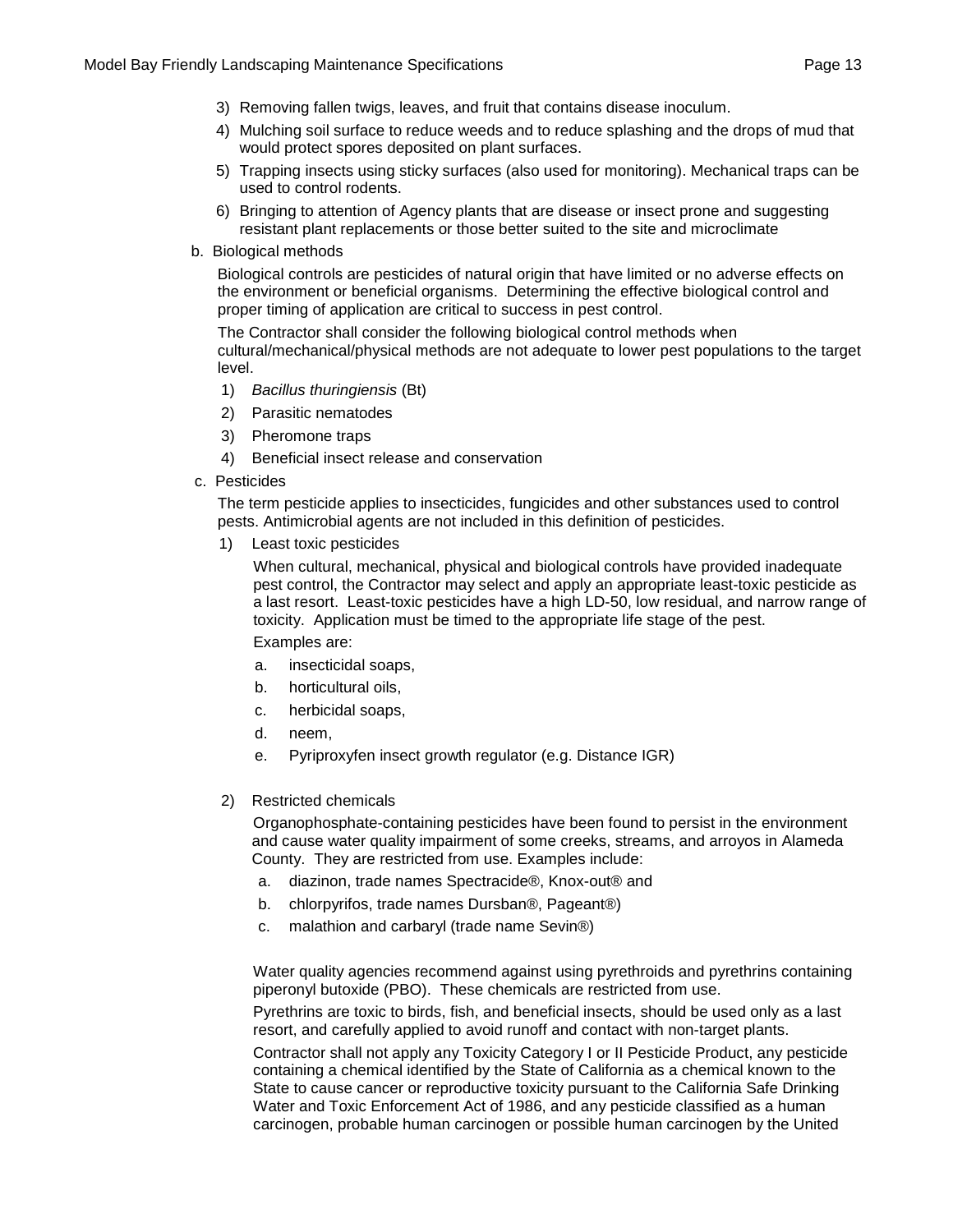3) Removing fallen twigs, leaves, and fruit that contains disease inoculum.
4) Mulching soil surface to reduce weeds and to reduce splashing and the drops of mud that would protect spores deposited on plant surfaces.
5) Trapping insects using sticky surfaces (also used for monitoring). Mechanical traps can be used to control rodents.
6) Bringing to attention of Agency plants that are disease or insect prone and suggesting resistant plant replacements or those better suited to the site and microclimate

b. Biological methods

Biological controls are pesticides of natural origin that have limited or no adverse effects on the environment or beneficial organisms. Determining the effective biological control and proper timing of application are critical to success in pest control.

The Contractor shall consider the following biological control methods when cultural/mechanical/physical methods are not adequate to lower pest populations to the target level.

1) *Bacillus thuringiensis* (Bt)
2) Parasitic nematodes
3) Pheromone traps
4) Beneficial insect release and conservation

c. Pesticides

The term pesticide applies to insecticides, fungicides and other substances used to control pests. Antimicrobial agents are not included in this definition of pesticides.

1) Least toxic pesticides

When cultural, mechanical, physical and biological controls have provided inadequate pest control, the Contractor may select and apply an appropriate least-toxic pesticide as a last resort. Least-toxic pesticides have a high LD-50, low residual, and narrow range of toxicity. Application must be timed to the appropriate life stage of the pest.

Examples are:

a. insecticidal soaps,
b. horticultural oils,
c. herbicidal soaps,
d. neem,
e. Pyriproxyfen insect growth regulator (e.g. Distance IGR)

2) Restricted chemicals

Organophosphate-containing pesticides have been found to persist in the environment and cause water quality impairment of some creeks, streams, and arroyos in Alameda County. They are restricted from use. Examples include:

a. diazinon, trade names Spectracide®, Knox-out® and
b. chlorpyrifos, trade names Dursban®, Pageant®)
c. malathion and carbaryl (trade name Sevin®)

Water quality agencies recommend against using pyrethroids and pyrethrins containing piperonyl butoxide (PBO). These chemicals are restricted from use.

Pyrethrins are toxic to birds, fish, and beneficial insects, should be used only as a last resort, and carefully applied to avoid runoff and contact with non-target plants.

Contractor shall not apply any Toxicity Category I or II Pesticide Product, any pesticide containing a chemical identified by the State of California as a chemical known to the State to cause cancer or reproductive toxicity pursuant to the California Safe Drinking Water and Toxic Enforcement Act of 1986, and any pesticide classified as a human carcinogen, probable human carcinogen or possible human carcinogen by the United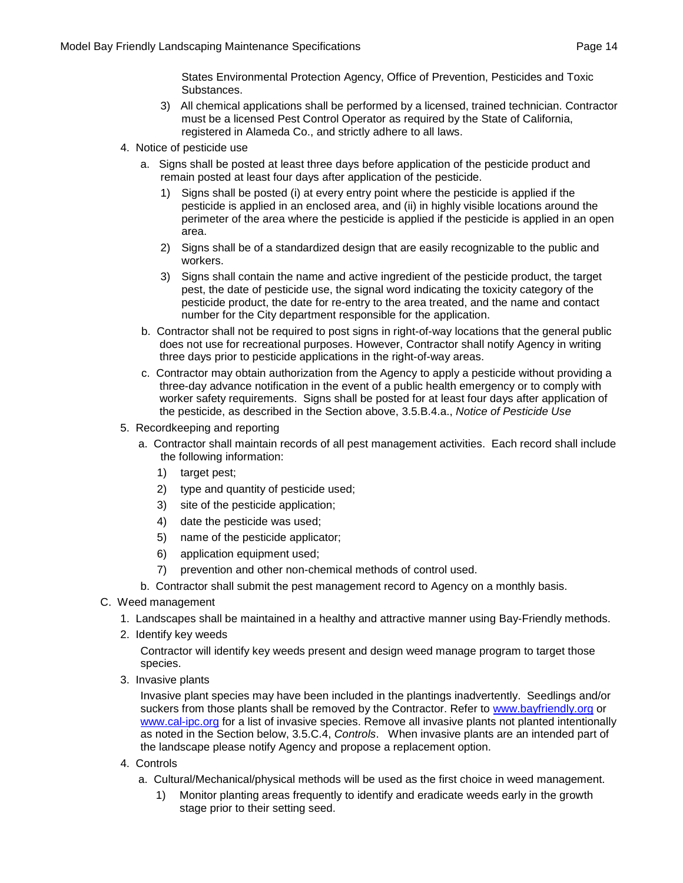States Environmental Protection Agency, Office of Prevention, Pesticides and Toxic Substances.

3) All chemical applications shall be performed by a licensed, trained technician. Contractor must be a licensed Pest Control Operator as required by the State of California, registered in Alameda Co., and strictly adhere to all laws.

4. Notice of pesticide use

   a. Signs shall be posted at least three days before application of the pesticide product and remain posted at least four days after application of the pesticide.

      1) Signs shall be posted (i) at every entry point where the pesticide is applied if the pesticide is applied in an enclosed area, and (ii) in highly visible locations around the perimeter of the area where the pesticide is applied if the pesticide is applied in an open area.

      2) Signs shall be of a standardized design that are easily recognizable to the public and workers.

      3) Signs shall contain the name and active ingredient of the pesticide product, the target pest, the date of pesticide use, the signal word indicating the toxicity category of the pesticide product, the date for re-entry to the area treated, and the name and contact number for the City department responsible for the application.

   b. Contractor shall not be required to post signs in right-of-way locations that the general public does not use for recreational purposes. However, Contractor shall notify Agency in writing three days prior to pesticide applications in the right-of-way areas.

   c. Contractor may obtain authorization from the Agency to apply a pesticide without providing a three-day advance notification in the event of a public health emergency or to comply with worker safety requirements. Signs shall be posted for at least four days after application of the pesticide, as described in the Section above, 3.5.B.4.a., *Notice of Pesticide Use*

5. Recordkeeping and reporting

   a. Contractor shall maintain records of all pest management activities. Each record shall include the following information:

      1) target pest;

      2) type and quantity of pesticide used;

      3) site of the pesticide application;

      4) date the pesticide was used;

      5) name of the pesticide applicator;

      6) application equipment used;

      7) prevention and other non-chemical methods of control used.

   b. Contractor shall submit the pest management record to Agency on a monthly basis.

C. Weed management

1. Landscapes shall be maintained in a healthy and attractive manner using Bay-Friendly methods.

2. Identify key weeds

   Contractor will identify key weeds present and design weed manage program to target those species.

3. Invasive plants

   Invasive plant species may have been included in the plantings inadvertently. Seedlings and/or suckers from those plants shall be removed by the Contractor. Refer to www.bayfriendly.org or www.cal-ipc.org for a list of invasive species. Remove all invasive plants not planted intentionally as noted in the Section below, 3.5.C.4, *Controls*. When invasive plants are an intended part of the landscape please notify Agency and propose a replacement option.

4. Controls

   a. Cultural/Mechanical/physical methods will be used as the first choice in weed management.

      1) Monitor planting areas frequently to identify and eradicate weeds early in the growth stage prior to their setting seed.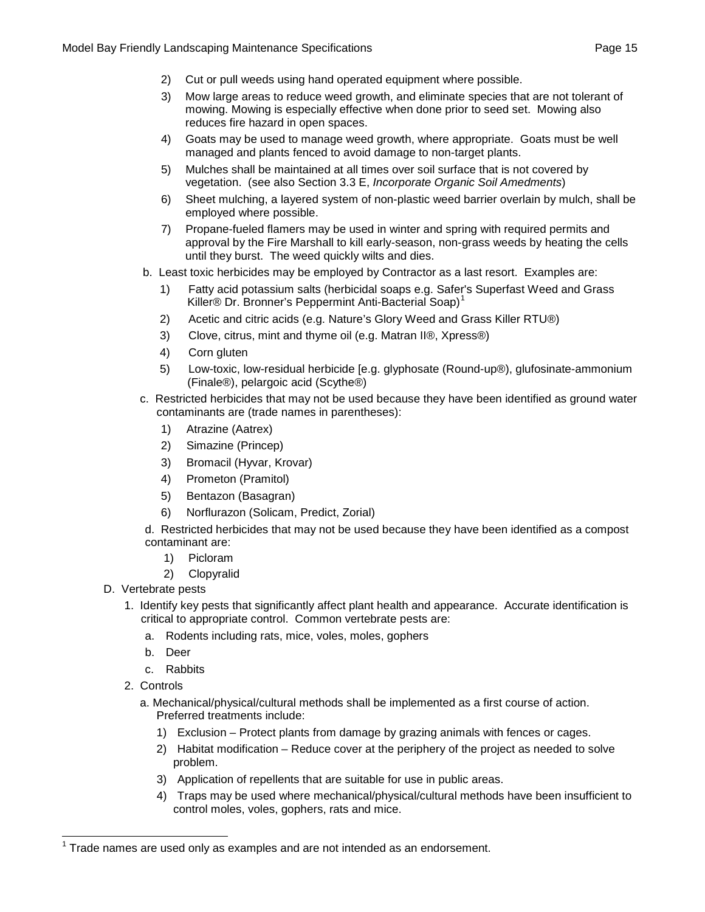2) Cut or pull weeds using hand operated equipment where possible.

3) Mow large areas to reduce weed growth, and eliminate species that are not tolerant of mowing. Mowing is especially effective when done prior to seed set. Mowing also reduces fire hazard in open spaces.

4) Goats may be used to manage weed growth, where appropriate. Goats must be well managed and plants fenced to avoid damage to non-target plants.

5) Mulches shall be maintained at all times over soil surface that is not covered by vegetation. (see also Section 3.3 E, *Incorporate Organic Soil Amedments*)

6) Sheet mulching, a layered system of non-plastic weed barrier overlain by mulch, shall be employed where possible.

7) Propane-fueled flamers may be used in winter and spring with required permits and approval by the Fire Marshall to kill early-season, non-grass weeds by heating the cells until they burst. The weed quickly wilts and dies.

b. Least toxic herbicides may be employed by Contractor as a last resort. Examples are:

1) Fatty acid potassium salts (herbicidal soaps e.g. Safer's Superfast Weed and Grass Killer® Dr. Bronner's Peppermint Anti-Bacterial Soap)[1]

2) Acetic and citric acids (e.g. Nature's Glory Weed and Grass Killer RTU®)

3) Clove, citrus, mint and thyme oil (e.g. Matran II®, Xpress®)

4) Corn gluten

5) Low-toxic, low-residual herbicide [e.g. glyphosate (Round-up®), glufosinate-ammonium (Finale®), pelargoic acid (Scythe®)

c. Restricted herbicides that may not be used because they have been identified as ground water contaminants are (trade names in parentheses):

1) Atrazine (Aatrex)

2) Simazine (Princep)

3) Bromacil (Hyvar, Krovar)

4) Prometon (Pramitol)

5) Bentazon (Basagran)

6) Norflurazon (Solicam, Predict, Zorial)

d. Restricted herbicides that may not be used because they have been identified as a compost contaminant are:

1) Picloram

2) Clopyralid

D. Vertebrate pests

1. Identify key pests that significantly affect plant health and appearance. Accurate identification is critical to appropriate control. Common vertebrate pests are:

   a. Rodents including rats, mice, voles, moles, gophers

   b. Deer

   c. Rabbits

2. Controls

   a. Mechanical/physical/cultural methods shall be implemented as a first course of action. Preferred treatments include:

   1) Exclusion – Protect plants from damage by grazing animals with fences or cages.

   2) Habitat modification – Reduce cover at the periphery of the project as needed to solve problem.

   3) Application of repellents that are suitable for use in public areas.

   4) Traps may be used where mechanical/physical/cultural methods have been insufficient to control moles, voles, gophers, rats and mice.

[1] Trade names are used only as examples and are not intended as an endorsement.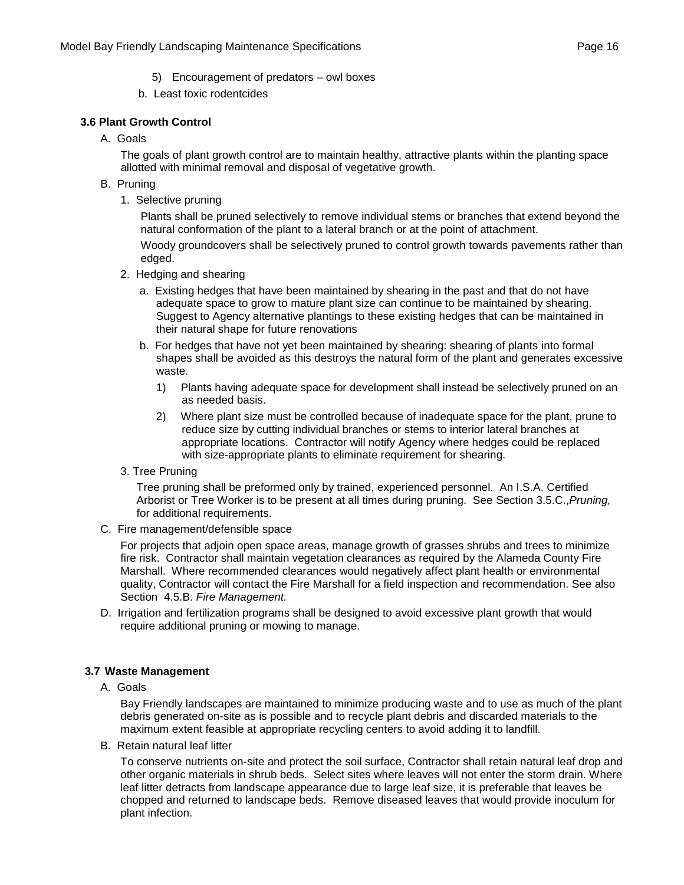5) Encouragement of predators – owl boxes

b. Least toxic rodentcides

### 3.6 Plant Growth Control

A. Goals

The goals of plant growth control are to maintain healthy, attractive plants within the planting space allotted with minimal removal and disposal of vegetative growth.

B. Pruning

1. Selective pruning

Plants shall be pruned selectively to remove individual stems or branches that extend beyond the natural conformation of the plant to a lateral branch or at the point of attachment.

Woody groundcovers shall be selectively pruned to control growth towards pavements rather than edged.

2. Hedging and shearing

a. Existing hedges that have been maintained by shearing in the past and that do not have adequate space to grow to mature plant size can continue to be maintained by shearing. Suggest to Agency alternative plantings to these existing hedges that can be maintained in their natural shape for future renovations

b. For hedges that have not yet been maintained by shearing: shearing of plants into formal shapes shall be avoided as this destroys the natural form of the plant and generates excessive waste.

1) Plants having adequate space for development shall instead be selectively pruned on an as needed basis.

2) Where plant size must be controlled because of inadequate space for the plant, prune to reduce size by cutting individual branches or stems to interior lateral branches at appropriate locations. Contractor will notify Agency where hedges could be replaced with size-appropriate plants to eliminate requirement for shearing.

3. Tree Pruning

Tree pruning shall be preformed only by trained, experienced personnel. An I.S.A. Certified Arborist or Tree Worker is to be present at all times during pruning. See Section 3.5.C.,*Pruning,* for additional requirements.

C. Fire management/defensible space

For projects that adjoin open space areas, manage growth of grasses shrubs and trees to minimize fire risk. Contractor shall maintain vegetation clearances as required by the Alameda County Fire Marshall. Where recommended clearances would negatively affect plant health or environmental quality, Contractor will contact the Fire Marshall for a field inspection and recommendation. See also Section 4.5.B. *Fire Management.*

D. Irrigation and fertilization programs shall be designed to avoid excessive plant growth that would require additional pruning or mowing to manage.

### 3.7 Waste Management

A. Goals

Bay Friendly landscapes are maintained to minimize producing waste and to use as much of the plant debris generated on-site as is possible and to recycle plant debris and discarded materials to the maximum extent feasible at appropriate recycling centers to avoid adding it to landfill.

B. Retain natural leaf litter

To conserve nutrients on-site and protect the soil surface, Contractor shall retain natural leaf drop and other organic materials in shrub beds. Select sites where leaves will not enter the storm drain. Where leaf litter detracts from landscape appearance due to large leaf size, it is preferable that leaves be chopped and returned to landscape beds. Remove diseased leaves that would provide inoculum for plant infection.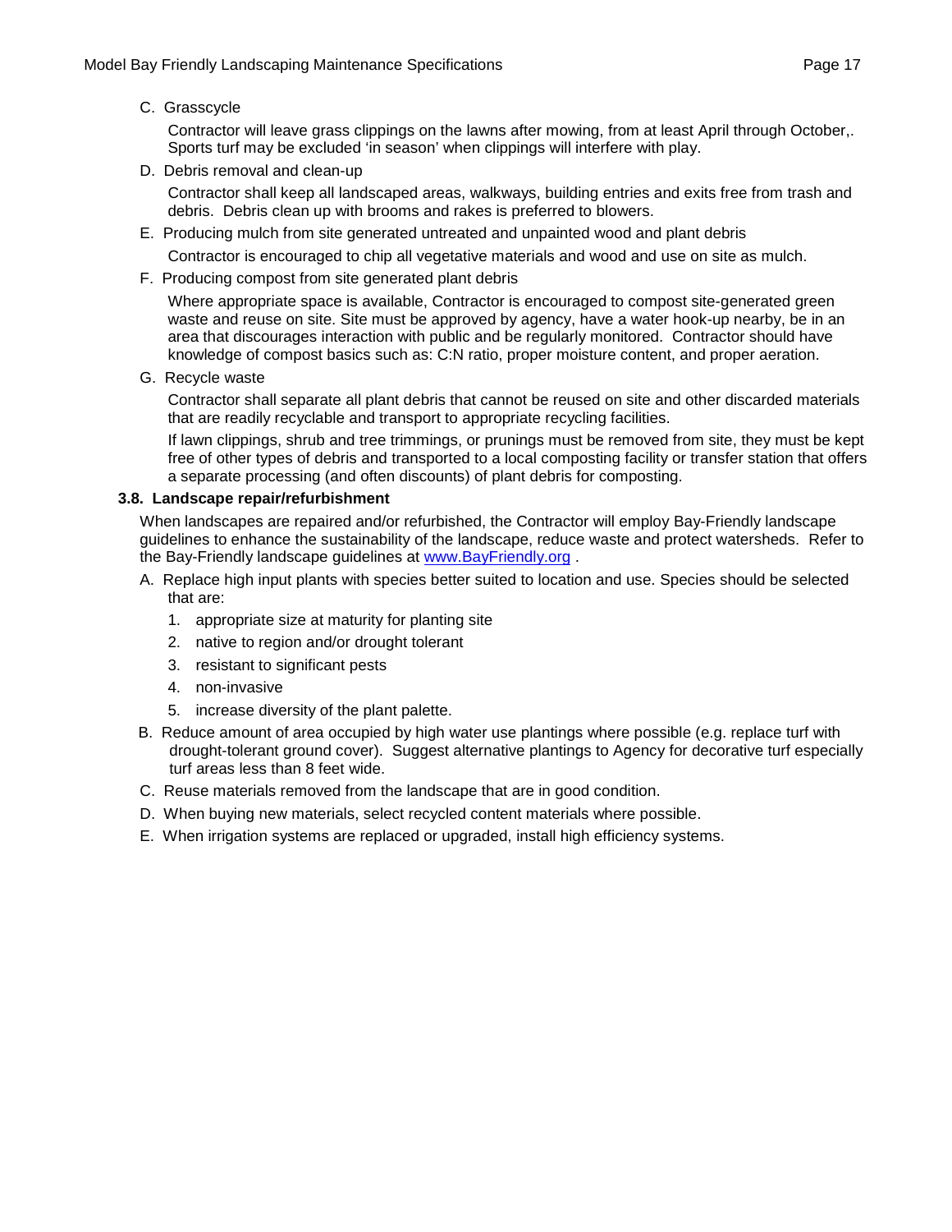C. Grasscycle

Contractor will leave grass clippings on the lawns after mowing, from at least April through October,. Sports turf may be excluded 'in season' when clippings will interfere with play.

D. Debris removal and clean-up

Contractor shall keep all landscaped areas, walkways, building entries and exits free from trash and debris. Debris clean up with brooms and rakes is preferred to blowers.

E. Producing mulch from site generated untreated and unpainted wood and plant debris

Contractor is encouraged to chip all vegetative materials and wood and use on site as mulch.

F. Producing compost from site generated plant debris

Where appropriate space is available, Contractor is encouraged to compost site-generated green waste and reuse on site. Site must be approved by agency, have a water hook-up nearby, be in an area that discourages interaction with public and be regularly monitored. Contractor should have knowledge of compost basics such as: C:N ratio, proper moisture content, and proper aeration.

G. Recycle waste

Contractor shall separate all plant debris that cannot be reused on site and other discarded materials that are readily recyclable and transport to appropriate recycling facilities.

If lawn clippings, shrub and tree trimmings, or prunings must be removed from site, they must be kept free of other types of debris and transported to a local composting facility or transfer station that offers a separate processing (and often discounts) of plant debris for composting.

### 3.8. Landscape repair/refurbishment

When landscapes are repaired and/or refurbished, the Contractor will employ Bay-Friendly landscape guidelines to enhance the sustainability of the landscape, reduce waste and protect watersheds. Refer to the Bay-Friendly landscape guidelines at www.BayFriendly.org .

A. Replace high input plants with species better suited to location and use. Species should be selected that are:

1. appropriate size at maturity for planting site
2. native to region and/or drought tolerant
3. resistant to significant pests
4. non-invasive
5. increase diversity of the plant palette.

B. Reduce amount of area occupied by high water use plantings where possible (e.g. replace turf with drought-tolerant ground cover). Suggest alternative plantings to Agency for decorative turf especially turf areas less than 8 feet wide.

C. Reuse materials removed from the landscape that are in good condition.

D. When buying new materials, select recycled content materials where possible.

E. When irrigation systems are replaced or upgraded, install high efficiency systems.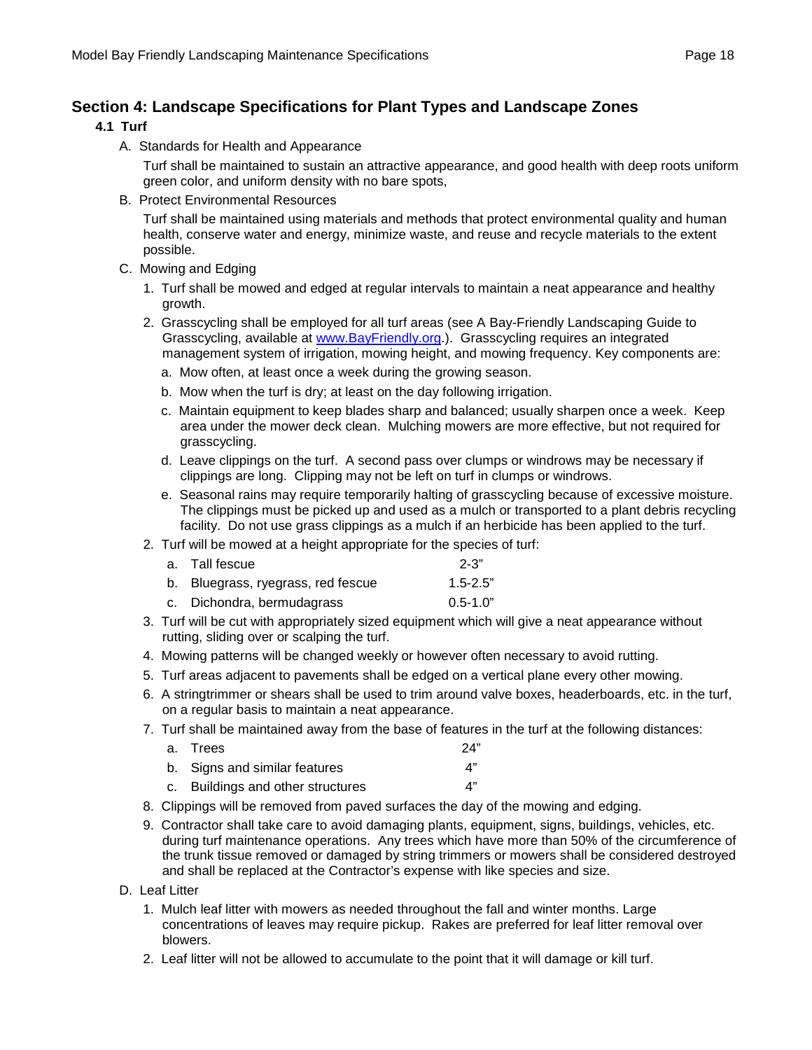## Section 4: Landscape Specifications for Plant Types and Landscape Zones

### 4.1 Turf

A. Standards for Health and Appearance

Turf shall be maintained to sustain an attractive appearance, and good health with deep roots uniform green color, and uniform density with no bare spots,

B. Protect Environmental Resources

Turf shall be maintained using materials and methods that protect environmental quality and human health, conserve water and energy, minimize waste, and reuse and recycle materials to the extent possible.

C. Mowing and Edging

1. Turf shall be mowed and edged at regular intervals to maintain a neat appearance and healthy growth.
2. Grasscycling shall be employed for all turf areas (see A Bay-Friendly Landscaping Guide to Grasscycling, available at www.BayFriendly.org.). Grasscycling requires an integrated management system of irrigation, mowing height, and mowing frequency. Key components are:
   a. Mow often, at least once a week during the growing season.
   b. Mow when the turf is dry; at least on the day following irrigation.
   c. Maintain equipment to keep blades sharp and balanced; usually sharpen once a week. Keep area under the mower deck clean. Mulching mowers are more effective, but not required for grasscycling.
   d. Leave clippings on the turf. A second pass over clumps or windrows may be necessary if clippings are long. Clipping may not be left on turf in clumps or windrows.
   e. Seasonal rains may require temporarily halting of grasscycling because of excessive moisture. The clippings must be picked up and used as a mulch or transported to a plant debris recycling facility. Do not use grass clippings as a mulch if an herbicide has been applied to the turf.
2. Turf will be mowed at a height appropriate for the species of turf:
   a. Tall fescue 2-3"
   b. Bluegrass, ryegrass, red fescue 1.5-2.5"
   c. Dichondra, bermudagrass 0.5-1.0"
3. Turf will be cut with appropriately sized equipment which will give a neat appearance without rutting, sliding over or scalping the turf.
4. Mowing patterns will be changed weekly or however often necessary to avoid rutting.
5. Turf areas adjacent to pavements shall be edged on a vertical plane every other mowing.
6. A stringtrimmer or shears shall be used to trim around valve boxes, headerboards, etc. in the turf, on a regular basis to maintain a neat appearance.
7. Turf shall be maintained away from the base of features in the turf at the following distances:
   a. Trees 24"
   b. Signs and similar features 4"
   c. Buildings and other structures 4"
8. Clippings will be removed from paved surfaces the day of the mowing and edging.
9. Contractor shall take care to avoid damaging plants, equipment, signs, buildings, vehicles, etc. during turf maintenance operations. Any trees which have more than 50% of the circumference of the trunk tissue removed or damaged by string trimmers or mowers shall be considered destroyed and shall be replaced at the Contractor's expense with like species and size.

D. Leaf Litter

1. Mulch leaf litter with mowers as needed throughout the fall and winter months. Large concentrations of leaves may require pickup. Rakes are preferred for leaf litter removal over blowers.
2. Leaf litter will not be allowed to accumulate to the point that it will damage or kill turf.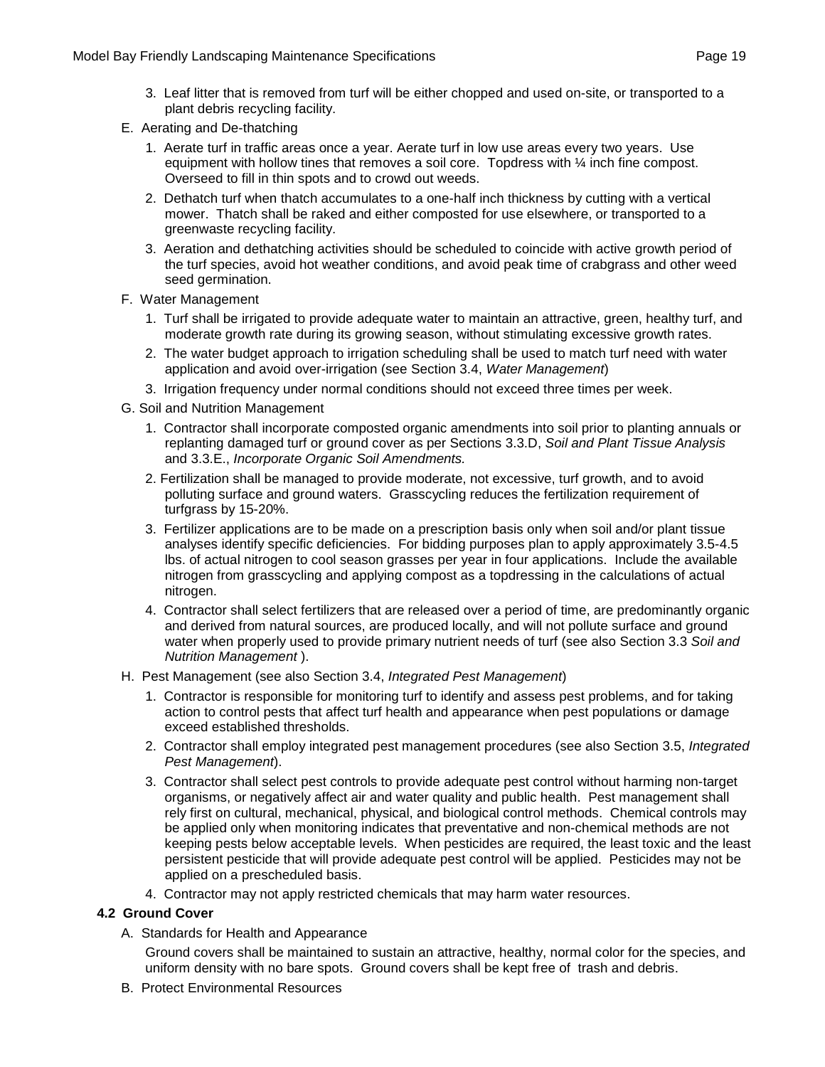3. Leaf litter that is removed from turf will be either chopped and used on-site, or transported to a plant debris recycling facility.

E. Aerating and De-thatching

1. Aerate turf in traffic areas once a year. Aerate turf in low use areas every two years. Use equipment with hollow tines that removes a soil core. Topdress with ¼ inch fine compost. Overseed to fill in thin spots and to crowd out weeds.
2. Dethatch turf when thatch accumulates to a one-half inch thickness by cutting with a vertical mower. Thatch shall be raked and either composted for use elsewhere, or transported to a greenwaste recycling facility.
3. Aeration and dethatching activities should be scheduled to coincide with active growth period of the turf species, avoid hot weather conditions, and avoid peak time of crabgrass and other weed seed germination.

F. Water Management

1. Turf shall be irrigated to provide adequate water to maintain an attractive, green, healthy turf, and moderate growth rate during its growing season, without stimulating excessive growth rates.
2. The water budget approach to irrigation scheduling shall be used to match turf need with water application and avoid over-irrigation (see Section 3.4, *Water Management*)
3. Irrigation frequency under normal conditions should not exceed three times per week.

G. Soil and Nutrition Management

1. Contractor shall incorporate composted organic amendments into soil prior to planting annuals or replanting damaged turf or ground cover as per Sections 3.3.D, *Soil and Plant Tissue Analysis* and 3.3.E., *Incorporate Organic Soil Amendments.*
2. Fertilization shall be managed to provide moderate, not excessive, turf growth, and to avoid polluting surface and ground waters. Grasscycling reduces the fertilization requirement of turfgrass by 15-20%.
3. Fertilizer applications are to be made on a prescription basis only when soil and/or plant tissue analyses identify specific deficiencies. For bidding purposes plan to apply approximately 3.5-4.5 lbs. of actual nitrogen to cool season grasses per year in four applications. Include the available nitrogen from grasscycling and applying compost as a topdressing in the calculations of actual nitrogen.
4. Contractor shall select fertilizers that are released over a period of time, are predominantly organic and derived from natural sources, are produced locally, and will not pollute surface and ground water when properly used to provide primary nutrient needs of turf (see also Section 3.3 *Soil and Nutrition Management* ).

H. Pest Management (see also Section 3.4, *Integrated Pest Management*)

1. Contractor is responsible for monitoring turf to identify and assess pest problems, and for taking action to control pests that affect turf health and appearance when pest populations or damage exceed established thresholds.
2. Contractor shall employ integrated pest management procedures (see also Section 3.5, *Integrated Pest Management*).
3. Contractor shall select pest controls to provide adequate pest control without harming non-target organisms, or negatively affect air and water quality and public health. Pest management shall rely first on cultural, mechanical, physical, and biological control methods. Chemical controls may be applied only when monitoring indicates that preventative and non-chemical methods are not keeping pests below acceptable levels. When pesticides are required, the least toxic and the least persistent pesticide that will provide adequate pest control will be applied. Pesticides may not be applied on a prescheduled basis.
4. Contractor may not apply restricted chemicals that may harm water resources.

### 4.2 Ground Cover

A. Standards for Health and Appearance

Ground covers shall be maintained to sustain an attractive, healthy, normal color for the species, and uniform density with no bare spots. Ground covers shall be kept free of trash and debris.

B. Protect Environmental Resources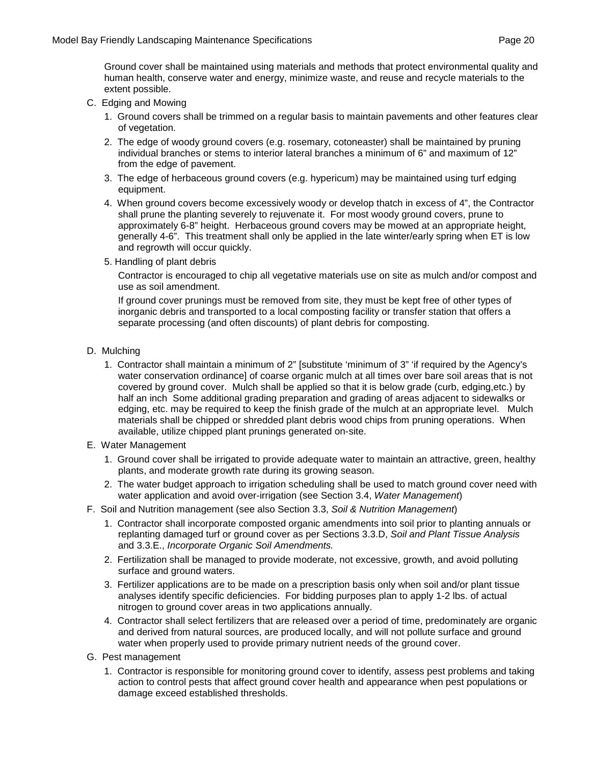Ground cover shall be maintained using materials and methods that protect environmental quality and human health, conserve water and energy, minimize waste, and reuse and recycle materials to the extent possible.

C. Edging and Mowing

1. Ground covers shall be trimmed on a regular basis to maintain pavements and other features clear of vegetation.
2. The edge of woody ground covers (e.g. rosemary, cotoneaster) shall be maintained by pruning individual branches or stems to interior lateral branches a minimum of 6" and maximum of 12" from the edge of pavement.
3. The edge of herbaceous ground covers (e.g. hypericum) may be maintained using turf edging equipment.
4. When ground covers become excessively woody or develop thatch in excess of 4", the Contractor shall prune the planting severely to rejuvenate it. For most woody ground covers, prune to approximately 6-8" height. Herbaceous ground covers may be mowed at an appropriate height, generally 4-6". This treatment shall only be applied in the late winter/early spring when ET is low and regrowth will occur quickly.
5. Handling of plant debris

   Contractor is encouraged to chip all vegetative materials use on site as mulch and/or compost and use as soil amendment.

   If ground cover prunings must be removed from site, they must be kept free of other types of inorganic debris and transported to a local composting facility or transfer station that offers a separate processing (and often discounts) of plant debris for composting.

D. Mulching

1. Contractor shall maintain a minimum of 2" [substitute 'minimum of 3" 'if required by the Agency's water conservation ordinance] of coarse organic mulch at all times over bare soil areas that is not covered by ground cover. Mulch shall be applied so that it is below grade (curb, edging,etc.) by half an inch Some additional grading preparation and grading of areas adjacent to sidewalks or edging, etc. may be required to keep the finish grade of the mulch at an appropriate level. Mulch materials shall be chipped or shredded plant debris wood chips from pruning operations. When available, utilize chipped plant prunings generated on-site.

E. Water Management

1. Ground cover shall be irrigated to provide adequate water to maintain an attractive, green, healthy plants, and moderate growth rate during its growing season.
2. The water budget approach to irrigation scheduling shall be used to match ground cover need with water application and avoid over-irrigation (see Section 3.4, *Water Management*)

F. Soil and Nutrition management (see also Section 3.3, *Soil & Nutrition Management*)

1. Contractor shall incorporate composted organic amendments into soil prior to planting annuals or replanting damaged turf or ground cover as per Sections 3.3.D, *Soil and Plant Tissue Analysis* and 3.3.E., *Incorporate Organic Soil Amendments.*
2. Fertilization shall be managed to provide moderate, not excessive, growth, and avoid polluting surface and ground waters.
3. Fertilizer applications are to be made on a prescription basis only when soil and/or plant tissue analyses identify specific deficiencies. For bidding purposes plan to apply 1-2 lbs. of actual nitrogen to ground cover areas in two applications annually.
4. Contractor shall select fertilizers that are released over a period of time, predominately are organic and derived from natural sources, are produced locally, and will not pollute surface and ground water when properly used to provide primary nutrient needs of the ground cover.

G. Pest management

1. Contractor is responsible for monitoring ground cover to identify, assess pest problems and taking action to control pests that affect ground cover health and appearance when pest populations or damage exceed established thresholds.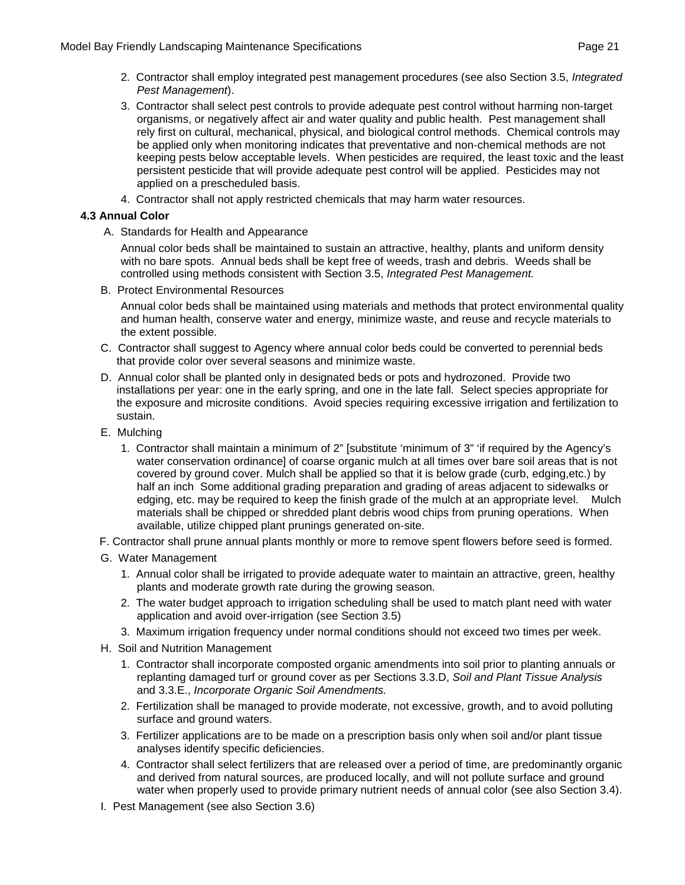2. Contractor shall employ integrated pest management procedures (see also Section 3.5, *Integrated Pest Management*).
3. Contractor shall select pest controls to provide adequate pest control without harming non-target organisms, or negatively affect air and water quality and public health. Pest management shall rely first on cultural, mechanical, physical, and biological control methods. Chemical controls may be applied only when monitoring indicates that preventative and non-chemical methods are not keeping pests below acceptable levels. When pesticides are required, the least toxic and the least persistent pesticide that will provide adequate pest control will be applied. Pesticides may not applied on a prescheduled basis.
4. Contractor shall not apply restricted chemicals that may harm water resources.

### 4.3 Annual Color

A. Standards for Health and Appearance

Annual color beds shall be maintained to sustain an attractive, healthy, plants and uniform density with no bare spots. Annual beds shall be kept free of weeds, trash and debris. Weeds shall be controlled using methods consistent with Section 3.5, *Integrated Pest Management.*

B. Protect Environmental Resources

Annual color beds shall be maintained using materials and methods that protect environmental quality and human health, conserve water and energy, minimize waste, and reuse and recycle materials to the extent possible.

C. Contractor shall suggest to Agency where annual color beds could be converted to perennial beds that provide color over several seasons and minimize waste.

D. Annual color shall be planted only in designated beds or pots and hydrozoned. Provide two installations per year: one in the early spring, and one in the late fall. Select species appropriate for the exposure and microsite conditions. Avoid species requiring excessive irrigation and fertilization to sustain.

E. Mulching

1. Contractor shall maintain a minimum of 2" [substitute 'minimum of 3" 'if required by the Agency's water conservation ordinance] of coarse organic mulch at all times over bare soil areas that is not covered by ground cover. Mulch shall be applied so that it is below grade (curb, edging,etc.) by half an inch Some additional grading preparation and grading of areas adjacent to sidewalks or edging, etc. may be required to keep the finish grade of the mulch at an appropriate level. Mulch materials shall be chipped or shredded plant debris wood chips from pruning operations. When available, utilize chipped plant prunings generated on-site.

F. Contractor shall prune annual plants monthly or more to remove spent flowers before seed is formed.

G. Water Management

1. Annual color shall be irrigated to provide adequate water to maintain an attractive, green, healthy plants and moderate growth rate during the growing season.
2. The water budget approach to irrigation scheduling shall be used to match plant need with water application and avoid over-irrigation (see Section 3.5)
3. Maximum irrigation frequency under normal conditions should not exceed two times per week.

H. Soil and Nutrition Management

1. Contractor shall incorporate composted organic amendments into soil prior to planting annuals or replanting damaged turf or ground cover as per Sections 3.3.D, *Soil and Plant Tissue Analysis* and 3.3.E., *Incorporate Organic Soil Amendments.*
2. Fertilization shall be managed to provide moderate, not excessive, growth, and to avoid polluting surface and ground waters.
3. Fertilizer applications are to be made on a prescription basis only when soil and/or plant tissue analyses identify specific deficiencies.
4. Contractor shall select fertilizers that are released over a period of time, are predominantly organic and derived from natural sources, are produced locally, and will not pollute surface and ground water when properly used to provide primary nutrient needs of annual color (see also Section 3.4).

I. Pest Management (see also Section 3.6)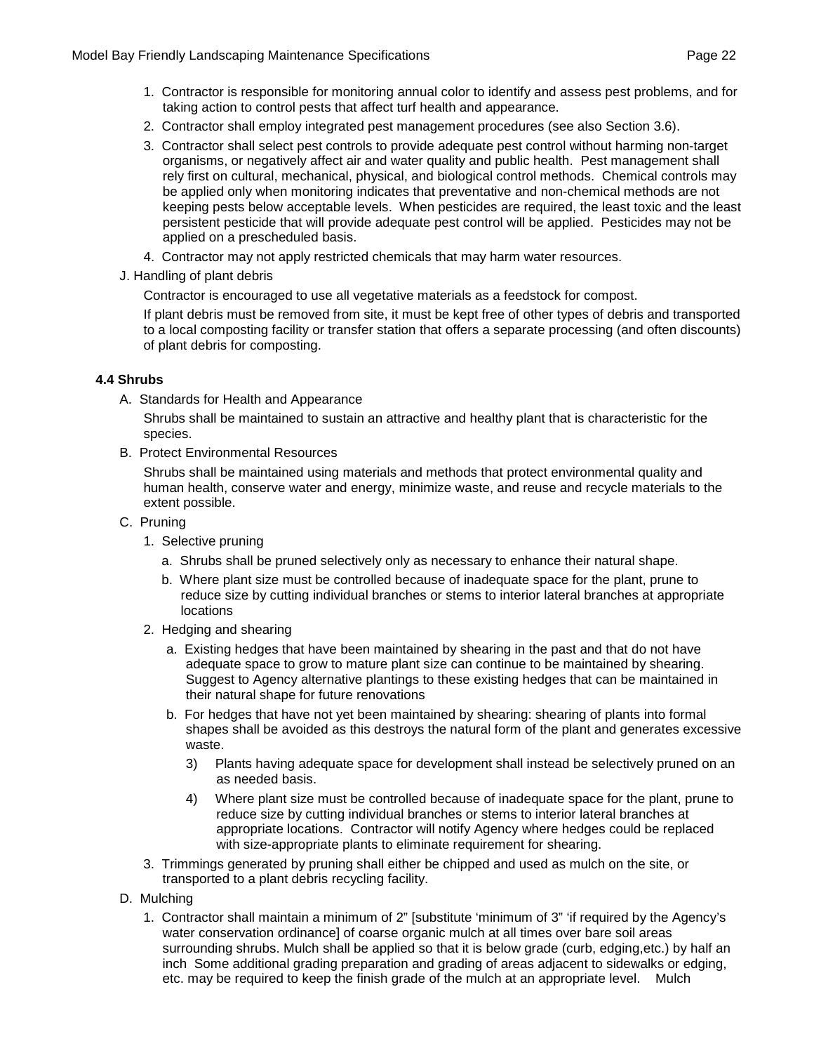1. Contractor is responsible for monitoring annual color to identify and assess pest problems, and for taking action to control pests that affect turf health and appearance.
2. Contractor shall employ integrated pest management procedures (see also Section 3.6).
3. Contractor shall select pest controls to provide adequate pest control without harming non-target organisms, or negatively affect air and water quality and public health. Pest management shall rely first on cultural, mechanical, physical, and biological control methods. Chemical controls may be applied only when monitoring indicates that preventative and non-chemical methods are not keeping pests below acceptable levels. When pesticides are required, the least toxic and the least persistent pesticide that will provide adequate pest control will be applied. Pesticides may not be applied on a prescheduled basis.
4. Contractor may not apply restricted chemicals that may harm water resources.

J. Handling of plant debris

Contractor is encouraged to use all vegetative materials as a feedstock for compost.

If plant debris must be removed from site, it must be kept free of other types of debris and transported to a local composting facility or transfer station that offers a separate processing (and often discounts) of plant debris for composting.

### 4.4 Shrubs

A. Standards for Health and Appearance

Shrubs shall be maintained to sustain an attractive and healthy plant that is characteristic for the species.

B. Protect Environmental Resources

Shrubs shall be maintained using materials and methods that protect environmental quality and human health, conserve water and energy, minimize waste, and reuse and recycle materials to the extent possible.

C. Pruning

1. Selective pruning
   - a. Shrubs shall be pruned selectively only as necessary to enhance their natural shape.
   - b. Where plant size must be controlled because of inadequate space for the plant, prune to reduce size by cutting individual branches or stems to interior lateral branches at appropriate locations
2. Hedging and shearing
   - a. Existing hedges that have been maintained by shearing in the past and that do not have adequate space to grow to mature plant size can continue to be maintained by shearing. Suggest to Agency alternative plantings to these existing hedges that can be maintained in their natural shape for future renovations
   - b. For hedges that have not yet been maintained by shearing: shearing of plants into formal shapes shall be avoided as this destroys the natural form of the plant and generates excessive waste.
     - 3) Plants having adequate space for development shall instead be selectively pruned on an as needed basis.
     - 4) Where plant size must be controlled because of inadequate space for the plant, prune to reduce size by cutting individual branches or stems to interior lateral branches at appropriate locations. Contractor will notify Agency where hedges could be replaced with size-appropriate plants to eliminate requirement for shearing.
3. Trimmings generated by pruning shall either be chipped and used as mulch on the site, or transported to a plant debris recycling facility.

D. Mulching

1. Contractor shall maintain a minimum of 2" [substitute 'minimum of 3" 'if required by the Agency's water conservation ordinance] of coarse organic mulch at all times over bare soil areas surrounding shrubs. Mulch shall be applied so that it is below grade (curb, edging,etc.) by half an inch Some additional grading preparation and grading of areas adjacent to sidewalks or edging, etc. may be required to keep the finish grade of the mulch at an appropriate level. Mulch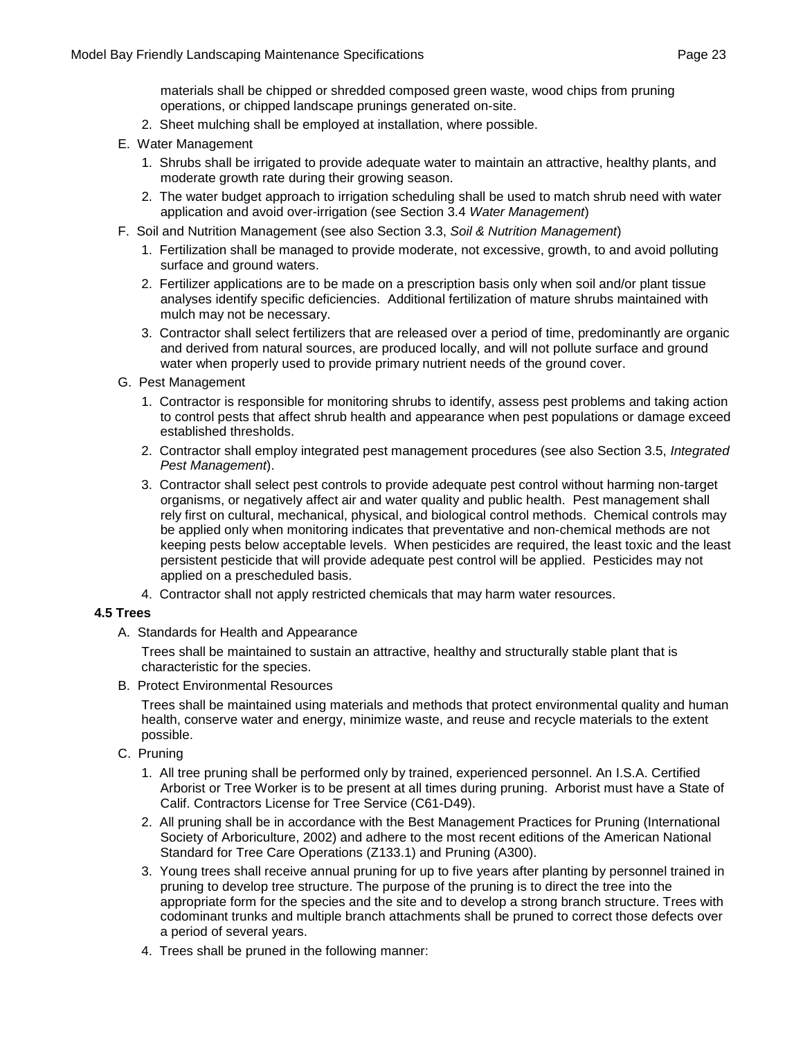materials shall be chipped or shredded composed green waste, wood chips from pruning operations, or chipped landscape prunings generated on-site.

2. Sheet mulching shall be employed at installation, where possible.

E. Water Management

1. Shrubs shall be irrigated to provide adequate water to maintain an attractive, healthy plants, and moderate growth rate during their growing season.
2. The water budget approach to irrigation scheduling shall be used to match shrub need with water application and avoid over-irrigation (see Section 3.4 *Water Management*)

F. Soil and Nutrition Management (see also Section 3.3, *Soil & Nutrition Management*)

1. Fertilization shall be managed to provide moderate, not excessive, growth, to and avoid polluting surface and ground waters.
2. Fertilizer applications are to be made on a prescription basis only when soil and/or plant tissue analyses identify specific deficiencies. Additional fertilization of mature shrubs maintained with mulch may not be necessary.
3. Contractor shall select fertilizers that are released over a period of time, predominantly are organic and derived from natural sources, are produced locally, and will not pollute surface and ground water when properly used to provide primary nutrient needs of the ground cover.

G. Pest Management

1. Contractor is responsible for monitoring shrubs to identify, assess pest problems and taking action to control pests that affect shrub health and appearance when pest populations or damage exceed established thresholds.
2. Contractor shall employ integrated pest management procedures (see also Section 3.5, *Integrated Pest Management*).
3. Contractor shall select pest controls to provide adequate pest control without harming non-target organisms, or negatively affect air and water quality and public health. Pest management shall rely first on cultural, mechanical, physical, and biological control methods. Chemical controls may be applied only when monitoring indicates that preventative and non-chemical methods are not keeping pests below acceptable levels. When pesticides are required, the least toxic and the least persistent pesticide that will provide adequate pest control will be applied. Pesticides may not applied on a prescheduled basis.
4. Contractor shall not apply restricted chemicals that may harm water resources.

**4.5 Trees**

A. Standards for Health and Appearance

Trees shall be maintained to sustain an attractive, healthy and structurally stable plant that is characteristic for the species.

B. Protect Environmental Resources

Trees shall be maintained using materials and methods that protect environmental quality and human health, conserve water and energy, minimize waste, and reuse and recycle materials to the extent possible.

C. Pruning

1. All tree pruning shall be performed only by trained, experienced personnel. An I.S.A. Certified Arborist or Tree Worker is to be present at all times during pruning. Arborist must have a State of Calif. Contractors License for Tree Service (C61-D49).
2. All pruning shall be in accordance with the Best Management Practices for Pruning (International Society of Arboriculture, 2002) and adhere to the most recent editions of the American National Standard for Tree Care Operations (Z133.1) and Pruning (A300).
3. Young trees shall receive annual pruning for up to five years after planting by personnel trained in pruning to develop tree structure. The purpose of the pruning is to direct the tree into the appropriate form for the species and the site and to develop a strong branch structure. Trees with codominant trunks and multiple branch attachments shall be pruned to correct those defects over a period of several years.
4. Trees shall be pruned in the following manner: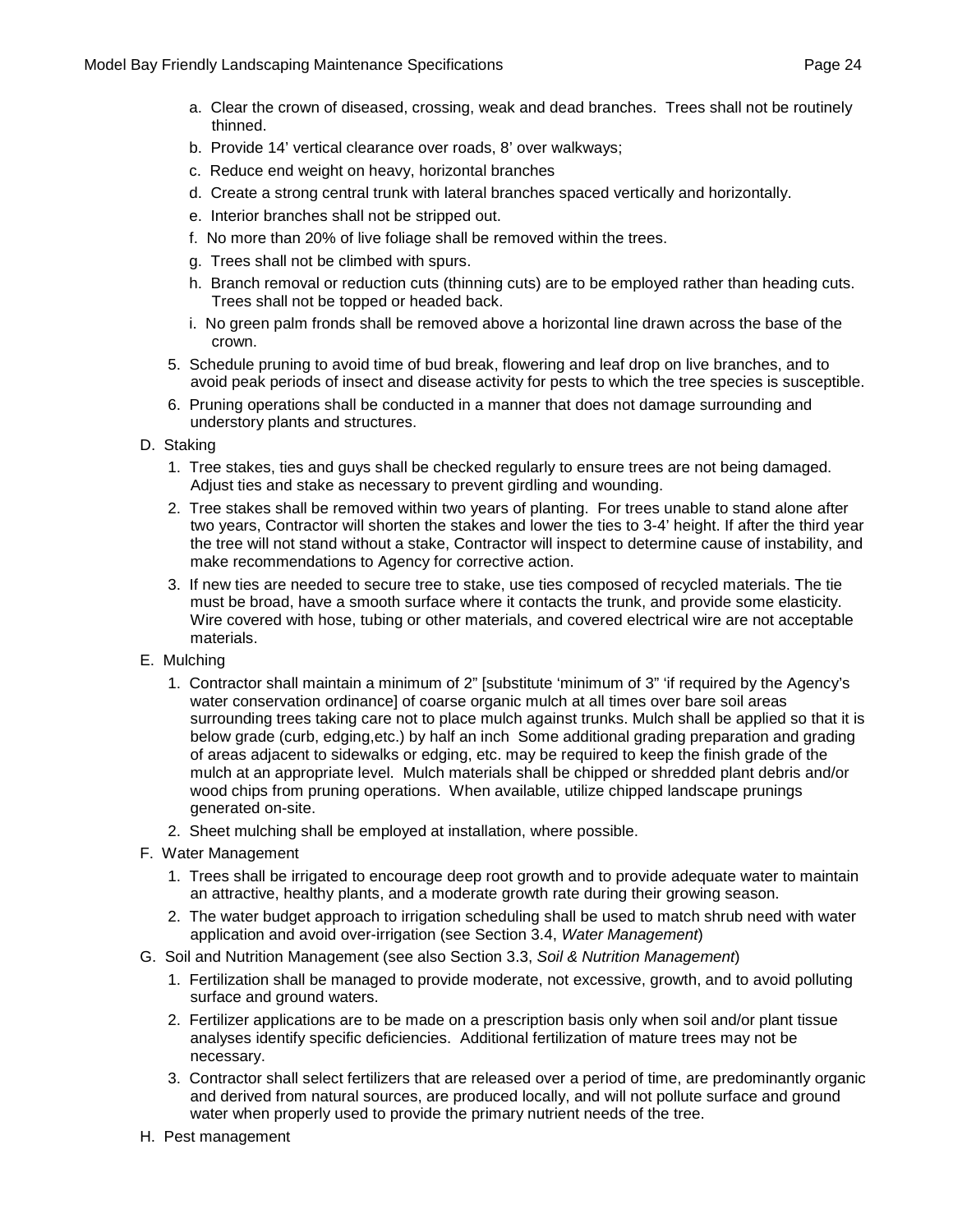a. Clear the crown of diseased, crossing, weak and dead branches. Trees shall not be routinely thinned.
   b. Provide 14' vertical clearance over roads, 8' over walkways;
   c. Reduce end weight on heavy, horizontal branches
   d. Create a strong central trunk with lateral branches spaced vertically and horizontally.
   e. Interior branches shall not be stripped out.
   f. No more than 20% of live foliage shall be removed within the trees.
   g. Trees shall not be climbed with spurs.
   h. Branch removal or reduction cuts (thinning cuts) are to be employed rather than heading cuts. Trees shall not be topped or headed back.
   i. No green palm fronds shall be removed above a horizontal line drawn across the base of the crown.

5. Schedule pruning to avoid time of bud break, flowering and leaf drop on live branches, and to avoid peak periods of insect and disease activity for pests to which the tree species is susceptible.
6. Pruning operations shall be conducted in a manner that does not damage surrounding and understory plants and structures.

D. Staking

1. Tree stakes, ties and guys shall be checked regularly to ensure trees are not being damaged. Adjust ties and stake as necessary to prevent girdling and wounding.
2. Tree stakes shall be removed within two years of planting. For trees unable to stand alone after two years, Contractor will shorten the stakes and lower the ties to 3-4' height. If after the third year the tree will not stand without a stake, Contractor will inspect to determine cause of instability, and make recommendations to Agency for corrective action.
3. If new ties are needed to secure tree to stake, use ties composed of recycled materials. The tie must be broad, have a smooth surface where it contacts the trunk, and provide some elasticity. Wire covered with hose, tubing or other materials, and covered electrical wire are not acceptable materials.

E. Mulching

1. Contractor shall maintain a minimum of 2" [substitute 'minimum of 3" 'if required by the Agency's water conservation ordinance] of coarse organic mulch at all times over bare soil areas surrounding trees taking care not to place mulch against trunks. Mulch shall be applied so that it is below grade (curb, edging,etc.) by half an inch Some additional grading preparation and grading of areas adjacent to sidewalks or edging, etc. may be required to keep the finish grade of the mulch at an appropriate level. Mulch materials shall be chipped or shredded plant debris and/or wood chips from pruning operations. When available, utilize chipped landscape prunings generated on-site.
2. Sheet mulching shall be employed at installation, where possible.

F. Water Management

1. Trees shall be irrigated to encourage deep root growth and to provide adequate water to maintain an attractive, healthy plants, and a moderate growth rate during their growing season.
2. The water budget approach to irrigation scheduling shall be used to match shrub need with water application and avoid over-irrigation (see Section 3.4, *Water Management*)

G. Soil and Nutrition Management (see also Section 3.3, *Soil & Nutrition Management*)

1. Fertilization shall be managed to provide moderate, not excessive, growth, and to avoid polluting surface and ground waters.
2. Fertilizer applications are to be made on a prescription basis only when soil and/or plant tissue analyses identify specific deficiencies. Additional fertilization of mature trees may not be necessary.
3. Contractor shall select fertilizers that are released over a period of time, are predominantly organic and derived from natural sources, are produced locally, and will not pollute surface and ground water when properly used to provide the primary nutrient needs of the tree.

H. Pest management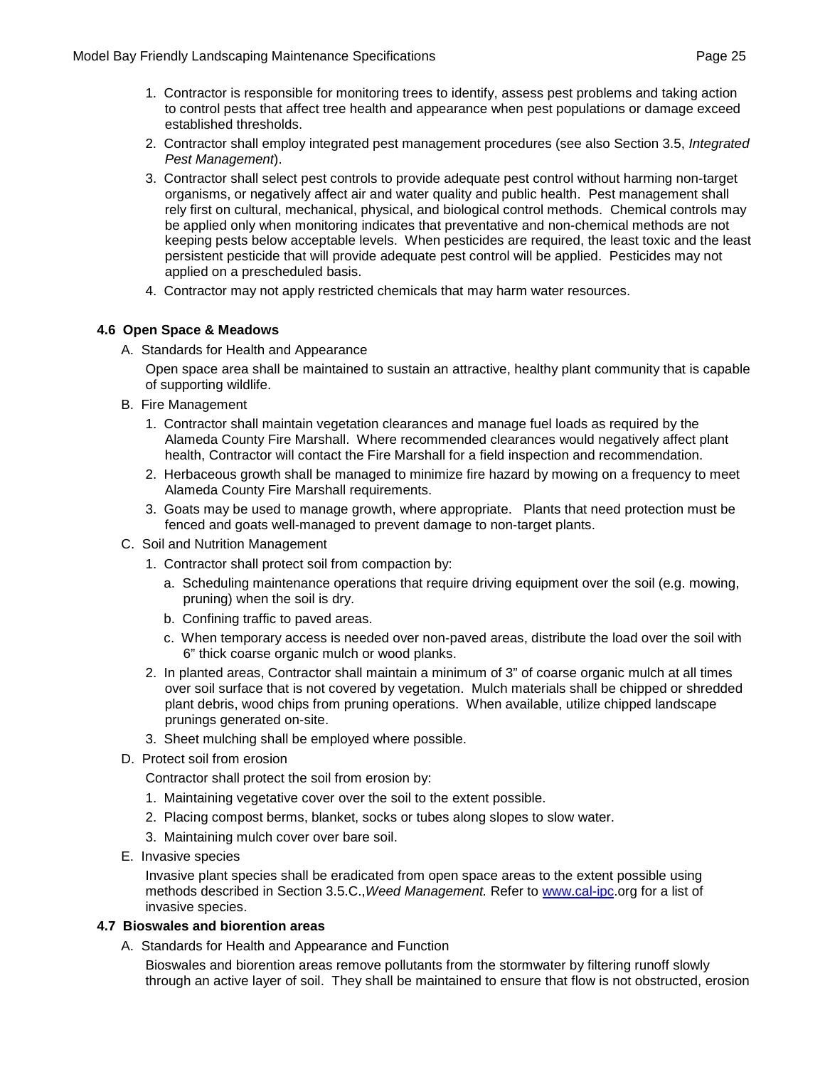1. Contractor is responsible for monitoring trees to identify, assess pest problems and taking action to control pests that affect tree health and appearance when pest populations or damage exceed established thresholds.
2. Contractor shall employ integrated pest management procedures (see also Section 3.5, *Integrated Pest Management*).
3. Contractor shall select pest controls to provide adequate pest control without harming non-target organisms, or negatively affect air and water quality and public health. Pest management shall rely first on cultural, mechanical, physical, and biological control methods. Chemical controls may be applied only when monitoring indicates that preventative and non-chemical methods are not keeping pests below acceptable levels. When pesticides are required, the least toxic and the least persistent pesticide that will provide adequate pest control will be applied. Pesticides may not applied on a prescheduled basis.
4. Contractor may not apply restricted chemicals that may harm water resources.

### 4.6 Open Space & Meadows

A. Standards for Health and Appearance

Open space area shall be maintained to sustain an attractive, healthy plant community that is capable of supporting wildlife.

B. Fire Management

1. Contractor shall maintain vegetation clearances and manage fuel loads as required by the Alameda County Fire Marshall. Where recommended clearances would negatively affect plant health, Contractor will contact the Fire Marshall for a field inspection and recommendation.
2. Herbaceous growth shall be managed to minimize fire hazard by mowing on a frequency to meet Alameda County Fire Marshall requirements.
3. Goats may be used to manage growth, where appropriate. Plants that need protection must be fenced and goats well-managed to prevent damage to non-target plants.

C. Soil and Nutrition Management

1. Contractor shall protect soil from compaction by:
   a. Scheduling maintenance operations that require driving equipment over the soil (e.g. mowing, pruning) when the soil is dry.
   b. Confining traffic to paved areas.
   c. When temporary access is needed over non-paved areas, distribute the load over the soil with 6" thick coarse organic mulch or wood planks.
2. In planted areas, Contractor shall maintain a minimum of 3" of coarse organic mulch at all times over soil surface that is not covered by vegetation. Mulch materials shall be chipped or shredded plant debris, wood chips from pruning operations. When available, utilize chipped landscape prunings generated on-site.
3. Sheet mulching shall be employed where possible.

D. Protect soil from erosion

Contractor shall protect the soil from erosion by:

1. Maintaining vegetative cover over the soil to the extent possible.
2. Placing compost berms, blanket, socks or tubes along slopes to slow water.
3. Maintaining mulch cover over bare soil.

E. Invasive species

Invasive plant species shall be eradicated from open space areas to the extent possible using methods described in Section 3.5.C.,*Weed Management.* Refer to www.cal-ipc.org for a list of invasive species.

### 4.7 Bioswales and biorention areas

A. Standards for Health and Appearance and Function

Bioswales and biorention areas remove pollutants from the stormwater by filtering runoff slowly through an active layer of soil. They shall be maintained to ensure that flow is not obstructed, erosion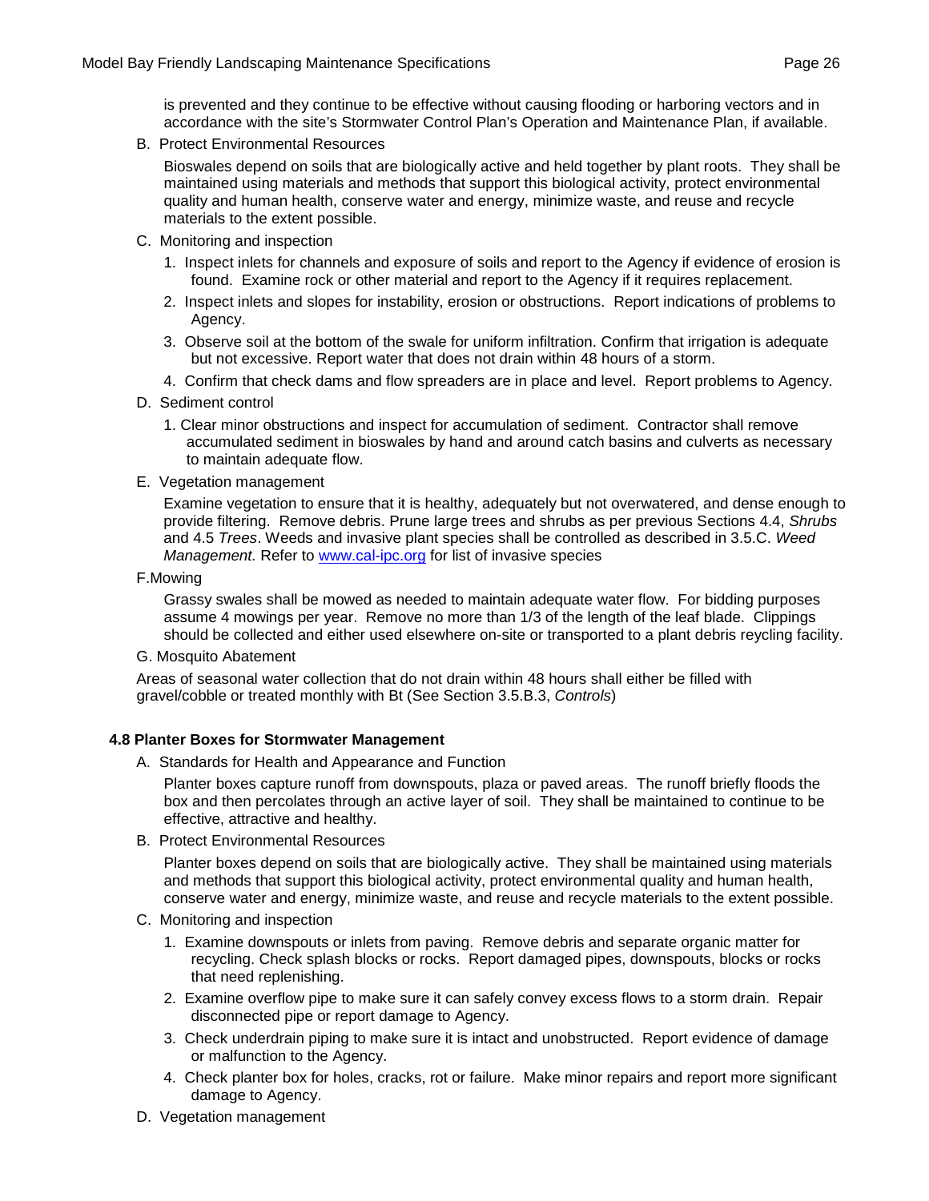is prevented and they continue to be effective without causing flooding or harboring vectors and in accordance with the site's Stormwater Control Plan's Operation and Maintenance Plan, if available.

B. Protect Environmental Resources

Bioswales depend on soils that are biologically active and held together by plant roots. They shall be maintained using materials and methods that support this biological activity, protect environmental quality and human health, conserve water and energy, minimize waste, and reuse and recycle materials to the extent possible.

C. Monitoring and inspection

1. Inspect inlets for channels and exposure of soils and report to the Agency if evidence of erosion is found. Examine rock or other material and report to the Agency if it requires replacement.
2. Inspect inlets and slopes for instability, erosion or obstructions. Report indications of problems to Agency.
3. Observe soil at the bottom of the swale for uniform infiltration. Confirm that irrigation is adequate but not excessive. Report water that does not drain within 48 hours of a storm.
4. Confirm that check dams and flow spreaders are in place and level. Report problems to Agency.

D. Sediment control

1. Clear minor obstructions and inspect for accumulation of sediment. Contractor shall remove accumulated sediment in bioswales by hand and around catch basins and culverts as necessary to maintain adequate flow.

E. Vegetation management

Examine vegetation to ensure that it is healthy, adequately but not overwatered, and dense enough to provide filtering. Remove debris. Prune large trees and shrubs as per previous Sections 4.4, *Shrubs* and 4.5 *Trees*. Weeds and invasive plant species shall be controlled as described in 3.5.C. *Weed Management.* Refer to [www.cal-ipc.org](http://www.cal-ipc.org) for list of invasive species

F.Mowing

Grassy swales shall be mowed as needed to maintain adequate water flow. For bidding purposes assume 4 mowings per year. Remove no more than 1/3 of the length of the leaf blade. Clippings should be collected and either used elsewhere on-site or transported to a plant debris reycling facility.

G. Mosquito Abatement

Areas of seasonal water collection that do not drain within 48 hours shall either be filled with gravel/cobble or treated monthly with Bt (See Section 3.5.B.3, *Controls*)

### 4.8 Planter Boxes for Stormwater Management

A. Standards for Health and Appearance and Function

Planter boxes capture runoff from downspouts, plaza or paved areas. The runoff briefly floods the box and then percolates through an active layer of soil. They shall be maintained to continue to be effective, attractive and healthy.

B. Protect Environmental Resources

Planter boxes depend on soils that are biologically active. They shall be maintained using materials and methods that support this biological activity, protect environmental quality and human health, conserve water and energy, minimize waste, and reuse and recycle materials to the extent possible.

C. Monitoring and inspection

1. Examine downspouts or inlets from paving. Remove debris and separate organic matter for recycling. Check splash blocks or rocks. Report damaged pipes, downspouts, blocks or rocks that need replenishing.
2. Examine overflow pipe to make sure it can safely convey excess flows to a storm drain. Repair disconnected pipe or report damage to Agency.
3. Check underdrain piping to make sure it is intact and unobstructed. Report evidence of damage or malfunction to the Agency.
4. Check planter box for holes, cracks, rot or failure. Make minor repairs and report more significant damage to Agency.

D. Vegetation management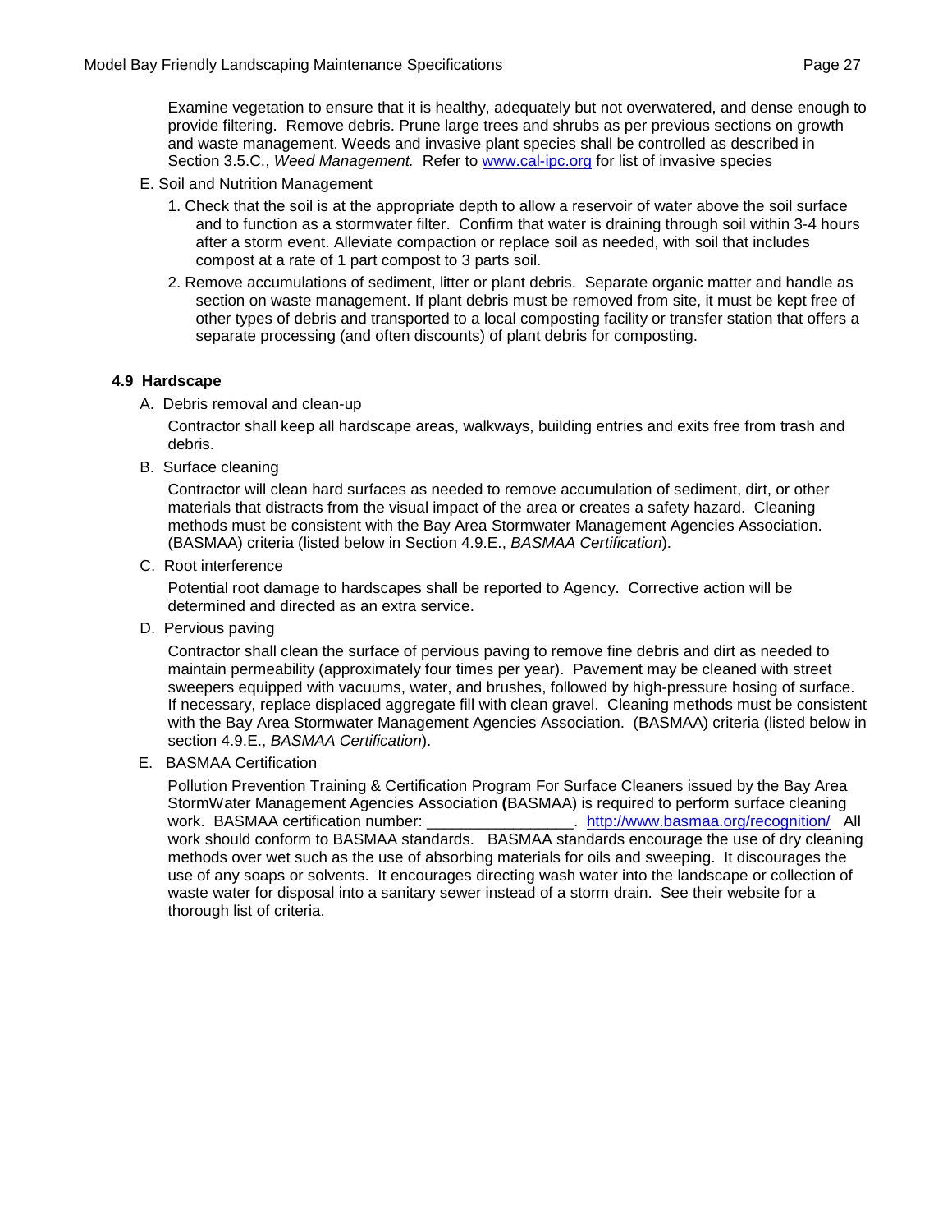Examine vegetation to ensure that it is healthy, adequately but not overwatered, and dense enough to provide filtering. Remove debris. Prune large trees and shrubs as per previous sections on growth and waste management. Weeds and invasive plant species shall be controlled as described in Section 3.5.C., *Weed Management.* Refer to [www.cal-ipc.org](http://www.cal-ipc.org) for list of invasive species

E. Soil and Nutrition Management

1. Check that the soil is at the appropriate depth to allow a reservoir of water above the soil surface and to function as a stormwater filter. Confirm that water is draining through soil within 3-4 hours after a storm event. Alleviate compaction or replace soil as needed, with soil that includes compost at a rate of 1 part compost to 3 parts soil.
2. Remove accumulations of sediment, litter or plant debris. Separate organic matter and handle as section on waste management. If plant debris must be removed from site, it must be kept free of other types of debris and transported to a local composting facility or transfer station that offers a separate processing (and often discounts) of plant debris for composting.

### 4.9 Hardscape

A. Debris removal and clean-up

Contractor shall keep all hardscape areas, walkways, building entries and exits free from trash and debris.

B. Surface cleaning

Contractor will clean hard surfaces as needed to remove accumulation of sediment, dirt, or other materials that distracts from the visual impact of the area or creates a safety hazard. Cleaning methods must be consistent with the Bay Area Stormwater Management Agencies Association. (BASMAA) criteria (listed below in Section 4.9.E., *BASMAA Certification*).

C. Root interference

Potential root damage to hardscapes shall be reported to Agency. Corrective action will be determined and directed as an extra service.

D. Pervious paving

Contractor shall clean the surface of pervious paving to remove fine debris and dirt as needed to maintain permeability (approximately four times per year). Pavement may be cleaned with street sweepers equipped with vacuums, water, and brushes, followed by high-pressure hosing of surface. If necessary, replace displaced aggregate fill with clean gravel. Cleaning methods must be consistent with the Bay Area Stormwater Management Agencies Association. (BASMAA) criteria (listed below in section 4.9.E., *BASMAA Certification*).

E. BASMAA Certification

Pollution Prevention Training & Certification Program For Surface Cleaners issued by the Bay Area StormWater Management Agencies Association **(**BASMAA) is required to perform surface cleaning work. BASMAA certification number: _________________. [http://www.basmaa.org/recognition/](http://www.basmaa.org/recognition/) All work should conform to BASMAA standards. BASMAA standards encourage the use of dry cleaning methods over wet such as the use of absorbing materials for oils and sweeping. It discourages the use of any soaps or solvents. It encourages directing wash water into the landscape or collection of waste water for disposal into a sanitary sewer instead of a storm drain. See their website for a thorough list of criteria.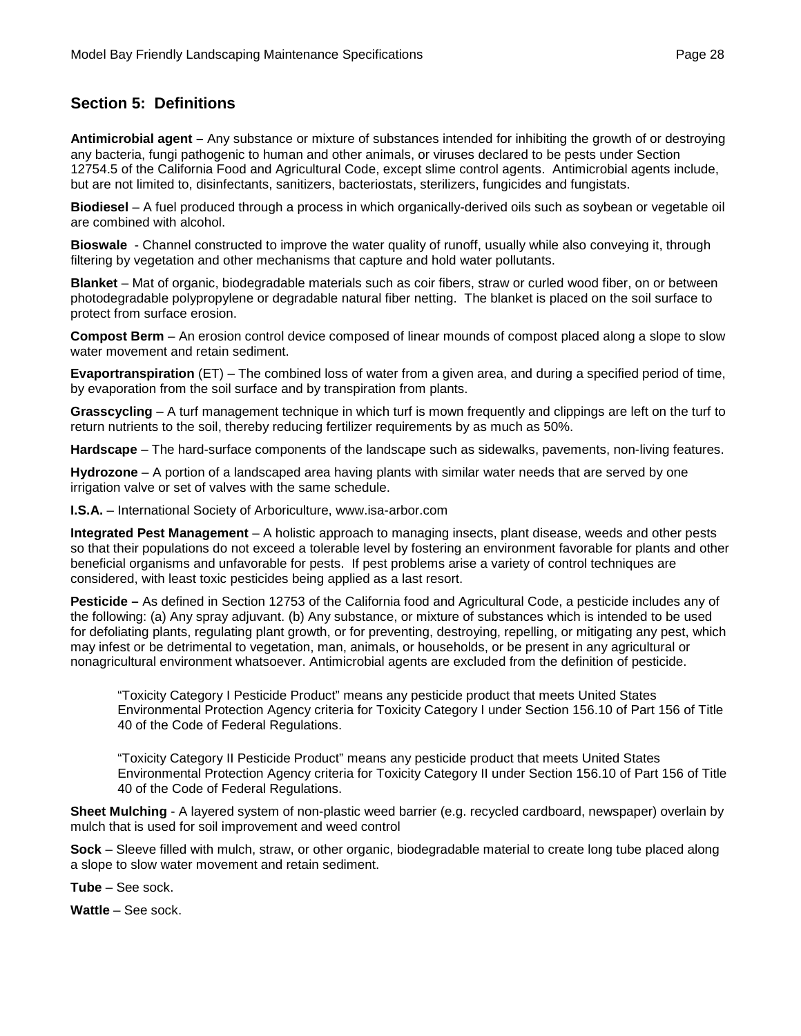## Section 5: Definitions

**Antimicrobial agent –** Any substance or mixture of substances intended for inhibiting the growth of or destroying any bacteria, fungi pathogenic to human and other animals, or viruses declared to be pests under Section 12754.5 of the California Food and Agricultural Code, except slime control agents. Antimicrobial agents include, but are not limited to, disinfectants, sanitizers, bacteriostats, sterilizers, fungicides and fungistats.

**Biodiesel** – A fuel produced through a process in which organically-derived oils such as soybean or vegetable oil are combined with alcohol.

**Bioswale** - Channel constructed to improve the water quality of runoff, usually while also conveying it, through filtering by vegetation and other mechanisms that capture and hold water pollutants.

**Blanket** – Mat of organic, biodegradable materials such as coir fibers, straw or curled wood fiber, on or between photodegradable polypropylene or degradable natural fiber netting. The blanket is placed on the soil surface to protect from surface erosion.

**Compost Berm** – An erosion control device composed of linear mounds of compost placed along a slope to slow water movement and retain sediment.

**Evaportranspiration** (ET) – The combined loss of water from a given area, and during a specified period of time, by evaporation from the soil surface and by transpiration from plants.

**Grasscycling** – A turf management technique in which turf is mown frequently and clippings are left on the turf to return nutrients to the soil, thereby reducing fertilizer requirements by as much as 50%.

**Hardscape** – The hard-surface components of the landscape such as sidewalks, pavements, non-living features.

**Hydrozone** – A portion of a landscaped area having plants with similar water needs that are served by one irrigation valve or set of valves with the same schedule.

**I.S.A.** – International Society of Arboriculture, www.isa-arbor.com

**Integrated Pest Management** – A holistic approach to managing insects, plant disease, weeds and other pests so that their populations do not exceed a tolerable level by fostering an environment favorable for plants and other beneficial organisms and unfavorable for pests. If pest problems arise a variety of control techniques are considered, with least toxic pesticides being applied as a last resort.

**Pesticide –** As defined in Section 12753 of the California food and Agricultural Code, a pesticide includes any of the following: (a) Any spray adjuvant. (b) Any substance, or mixture of substances which is intended to be used for defoliating plants, regulating plant growth, or for preventing, destroying, repelling, or mitigating any pest, which may infest or be detrimental to vegetation, man, animals, or households, or be present in any agricultural or nonagricultural environment whatsoever. Antimicrobial agents are excluded from the definition of pesticide.

> "Toxicity Category I Pesticide Product" means any pesticide product that meets United States Environmental Protection Agency criteria for Toxicity Category I under Section 156.10 of Part 156 of Title 40 of the Code of Federal Regulations.
>
> "Toxicity Category II Pesticide Product" means any pesticide product that meets United States Environmental Protection Agency criteria for Toxicity Category II under Section 156.10 of Part 156 of Title 40 of the Code of Federal Regulations.

**Sheet Mulching** - A layered system of non-plastic weed barrier (e.g. recycled cardboard, newspaper) overlain by mulch that is used for soil improvement and weed control

**Sock** – Sleeve filled with mulch, straw, or other organic, biodegradable material to create long tube placed along a slope to slow water movement and retain sediment.

**Tube** – See sock.

**Wattle** – See sock.